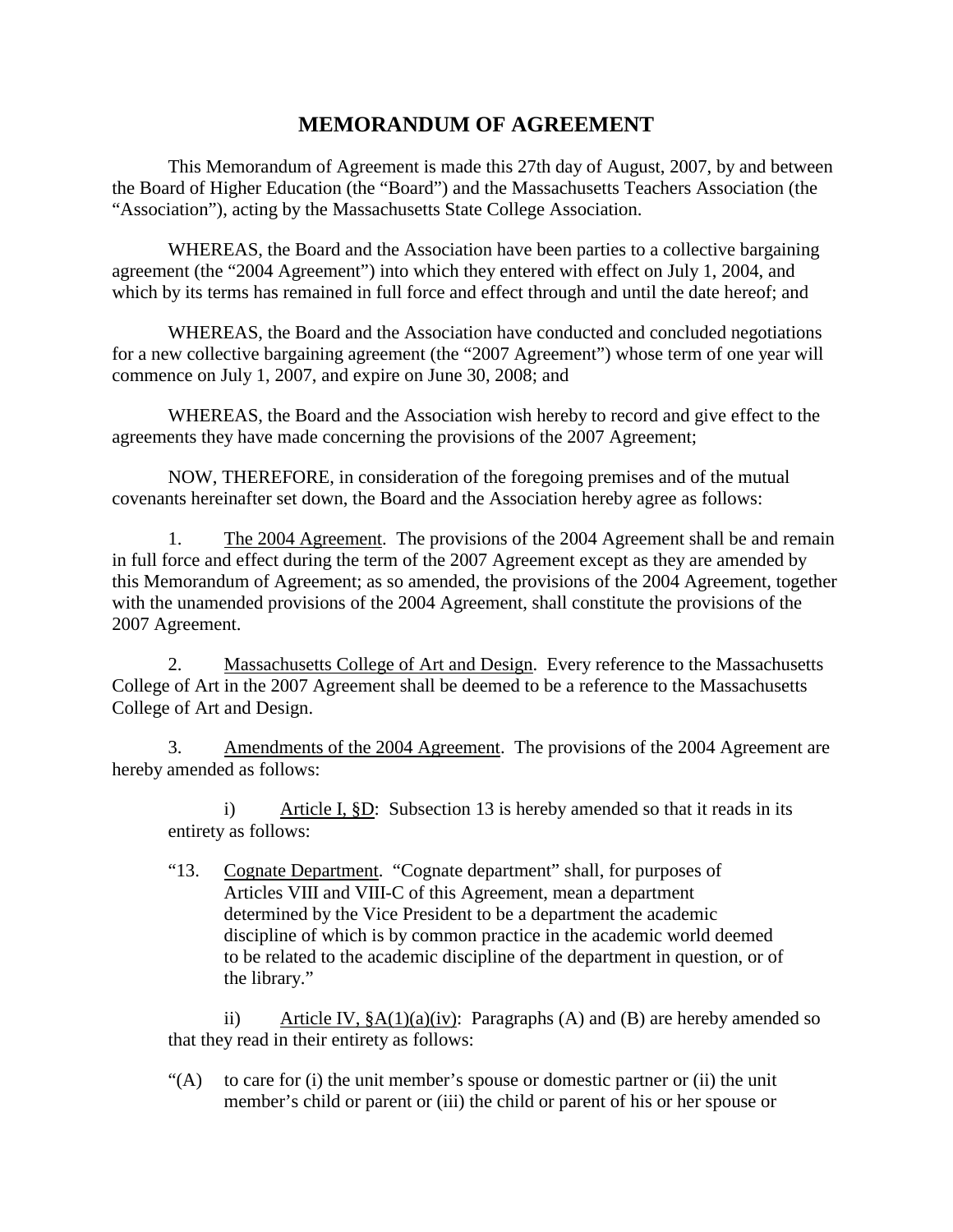# MEMORANDUM OF AGREEMENT

This Memorandum of Agreement is made this 27th day of August, 2007, by and between the Board of Higher Education (the "Board") and the Massachusetts Teachers Association (the "Association"), acting by the Massachusetts State College Association.

WHEREAS, the Board and the Association have been parties to a collective bargaining agreement (the "2004 Agreement") into which they entered with effect on July 1, 2004, and which by its terms has remained in full force and effect through and until the date hereof; and

WHEREAS, the Board and the Association have conducted and concluded negotiations for a new collective bargaining agreement (the "2007 Agreement") whose term of one year will commence on July 1, 2007, and expire on June 30, 2008; and

WHEREAS, the Board and the Association wish hereby to record and give effect to the agreements they have made concerning the provisions of the 2007 Agreement;

NOW, THEREFORE, in consideration of the foregoing premises and of the mutual covenants hereinafter set down, the Board and the Association hereby agree as follows:

1. The 2004 Agreement. The provisions of the 2004 Agreement shall be and remain in full force and effect during the term of the 2007 Agreement except as they are amended by this Memorandum of Agreement; as so amended, the provisions of the 2004 Agreement, together with the unamended provisions of the 2004 Agreement, shall constitute the provisions of the 2007 Agreement.

2. Massachusetts College of Art and Design. Every reference to the Massachusetts College of Art in the 2007 Agreement shall be deemed to be a reference to the Massachusetts College of Art and Design.

3. Amendments of the 2004 Agreement. The provisions of the 2004 Agreement are hereby amended as follows:

   i) Article I, §D: Subsection 13 is hereby amended so that it reads in its entirety as follows:

   "13. Cognate Department. "Cognate department" shall, for purposes of Articles VIII and VIII-C of this Agreement, mean a department determined by the Vice President to be a department the academic discipline of which is by common practice in the academic world deemed to be related to the academic discipline of the department in question, or of the library."

   ii) Article IV, §A(1)(a)(iv): Paragraphs (A) and (B) are hereby amended so that they read in their entirety as follows:

   "(A) to care for (i) the unit member's spouse or domestic partner or (ii) the unit member's child or parent or (iii) the child or parent of his or her spouse or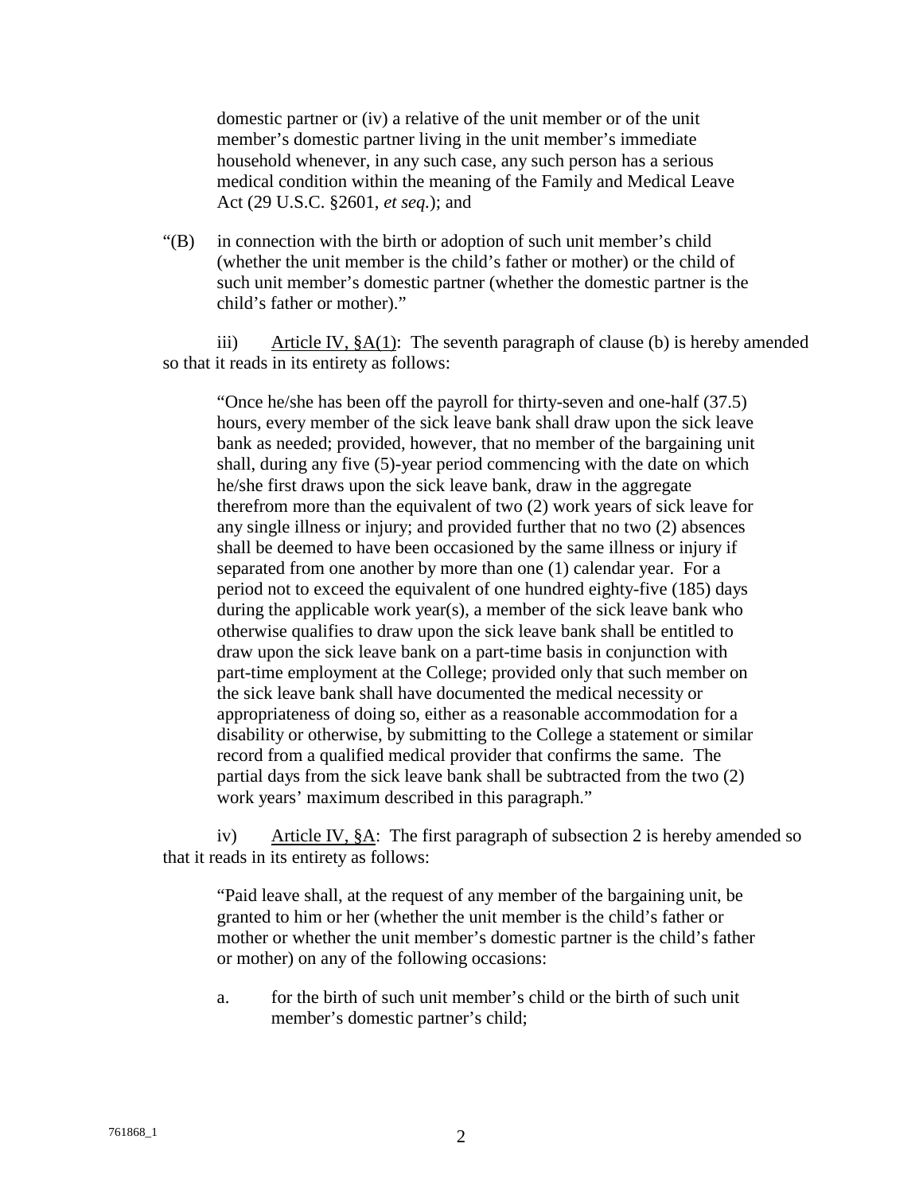domestic partner or (iv) a relative of the unit member or of the unit member's domestic partner living in the unit member's immediate household whenever, in any such case, any such person has a serious medical condition within the meaning of the Family and Medical Leave Act (29 U.S.C. §2601, *et seq.*); and

"(B) in connection with the birth or adoption of such unit member's child (whether the unit member is the child's father or mother) or the child of such unit member's domestic partner (whether the domestic partner is the child's father or mother)."

iii) Article IV, §A(1): The seventh paragraph of clause (b) is hereby amended so that it reads in its entirety as follows:

"Once he/she has been off the payroll for thirty-seven and one-half (37.5) hours, every member of the sick leave bank shall draw upon the sick leave bank as needed; provided, however, that no member of the bargaining unit shall, during any five (5)-year period commencing with the date on which he/she first draws upon the sick leave bank, draw in the aggregate therefrom more than the equivalent of two (2) work years of sick leave for any single illness or injury; and provided further that no two (2) absences shall be deemed to have been occasioned by the same illness or injury if separated from one another by more than one (1) calendar year. For a period not to exceed the equivalent of one hundred eighty-five (185) days during the applicable work year(s), a member of the sick leave bank who otherwise qualifies to draw upon the sick leave bank shall be entitled to draw upon the sick leave bank on a part-time basis in conjunction with part-time employment at the College; provided only that such member on the sick leave bank shall have documented the medical necessity or appropriateness of doing so, either as a reasonable accommodation for a disability or otherwise, by submitting to the College a statement or similar record from a qualified medical provider that confirms the same. The partial days from the sick leave bank shall be subtracted from the two (2) work years' maximum described in this paragraph."

iv) Article IV, §A: The first paragraph of subsection 2 is hereby amended so that it reads in its entirety as follows:

"Paid leave shall, at the request of any member of the bargaining unit, be granted to him or her (whether the unit member is the child's father or mother or whether the unit member's domestic partner is the child's father or mother) on any of the following occasions:

a. for the birth of such unit member's child or the birth of such unit member's domestic partner's child;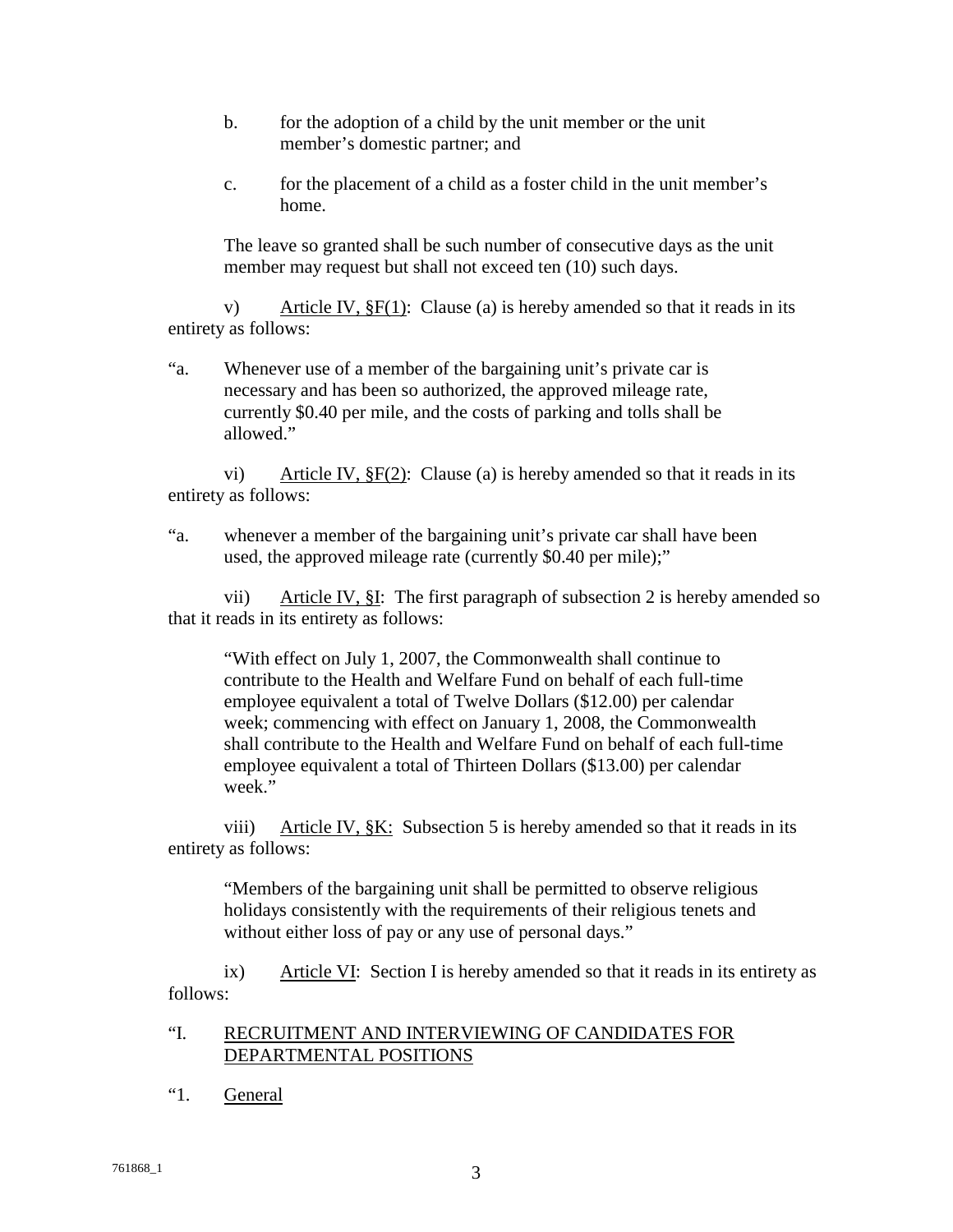b. for the adoption of a child by the unit member or the unit member's domestic partner; and

c. for the placement of a child as a foster child in the unit member's home.

The leave so granted shall be such number of consecutive days as the unit member may request but shall not exceed ten (10) such days.

v) Article IV, §F(1): Clause (a) is hereby amended so that it reads in its entirety as follows:

"a. Whenever use of a member of the bargaining unit's private car is necessary and has been so authorized, the approved mileage rate, currently $0.40 per mile, and the costs of parking and tolls shall be allowed."

vi) Article IV, §F(2): Clause (a) is hereby amended so that it reads in its entirety as follows:

"a. whenever a member of the bargaining unit's private car shall have been used, the approved mileage rate (currently $0.40 per mile);"

vii) Article IV, §I: The first paragraph of subsection 2 is hereby amended so that it reads in its entirety as follows:

"With effect on July 1, 2007, the Commonwealth shall continue to contribute to the Health and Welfare Fund on behalf of each full-time employee equivalent a total of Twelve Dollars ($12.00) per calendar week; commencing with effect on January 1, 2008, the Commonwealth shall contribute to the Health and Welfare Fund on behalf of each full-time employee equivalent a total of Thirteen Dollars ($13.00) per calendar week."

viii) Article IV, §K: Subsection 5 is hereby amended so that it reads in its entirety as follows:

"Members of the bargaining unit shall be permitted to observe religious holidays consistently with the requirements of their religious tenets and without either loss of pay or any use of personal days."

ix) Article VI: Section I is hereby amended so that it reads in its entirety as follows:

"I. RECRUITMENT AND INTERVIEWING OF CANDIDATES FOR DEPARTMENTAL POSITIONS

"1. General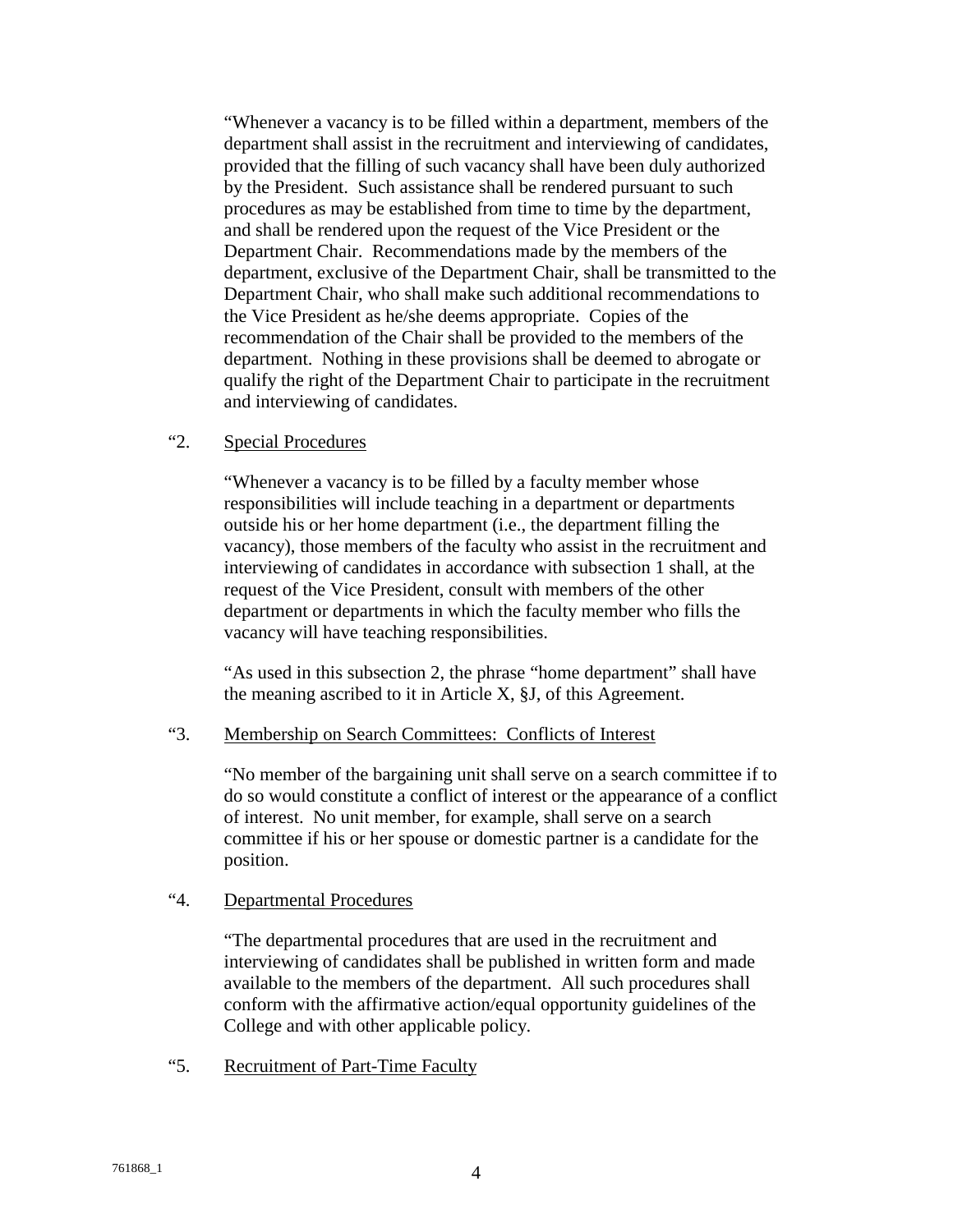"Whenever a vacancy is to be filled within a department, members of the department shall assist in the recruitment and interviewing of candidates, provided that the filling of such vacancy shall have been duly authorized by the President. Such assistance shall be rendered pursuant to such procedures as may be established from time to time by the department, and shall be rendered upon the request of the Vice President or the Department Chair. Recommendations made by the members of the department, exclusive of the Department Chair, shall be transmitted to the Department Chair, who shall make such additional recommendations to the Vice President as he/she deems appropriate. Copies of the recommendation of the Chair shall be provided to the members of the department. Nothing in these provisions shall be deemed to abrogate or qualify the right of the Department Chair to participate in the recruitment and interviewing of candidates.

"2. Special Procedures

"Whenever a vacancy is to be filled by a faculty member whose responsibilities will include teaching in a department or departments outside his or her home department (i.e., the department filling the vacancy), those members of the faculty who assist in the recruitment and interviewing of candidates in accordance with subsection 1 shall, at the request of the Vice President, consult with members of the other department or departments in which the faculty member who fills the vacancy will have teaching responsibilities.

"As used in this subsection 2, the phrase "home department" shall have the meaning ascribed to it in Article X, §J, of this Agreement.

"3. Membership on Search Committees: Conflicts of Interest

"No member of the bargaining unit shall serve on a search committee if to do so would constitute a conflict of interest or the appearance of a conflict of interest. No unit member, for example, shall serve on a search committee if his or her spouse or domestic partner is a candidate for the position.

"4. Departmental Procedures

"The departmental procedures that are used in the recruitment and interviewing of candidates shall be published in written form and made available to the members of the department. All such procedures shall conform with the affirmative action/equal opportunity guidelines of the College and with other applicable policy.

"5. Recruitment of Part-Time Faculty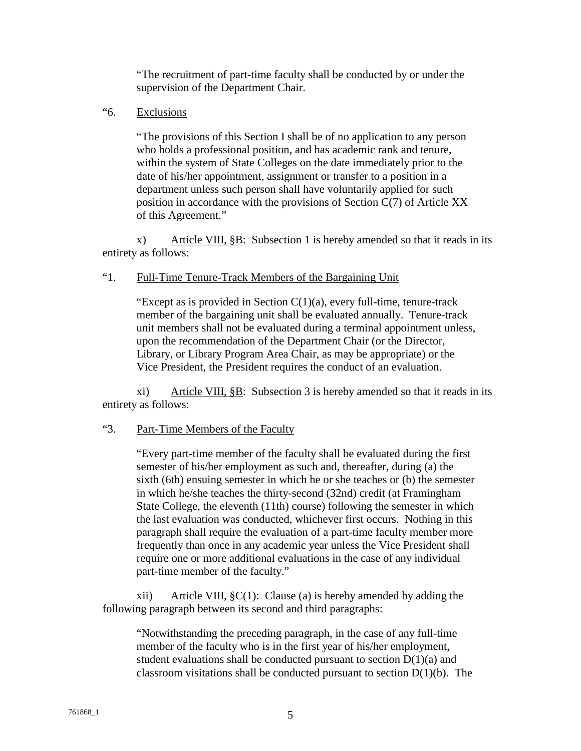"The recruitment of part-time faculty shall be conducted by or under the supervision of the Department Chair.

"6. Exclusions

"The provisions of this Section I shall be of no application to any person who holds a professional position, and has academic rank and tenure, within the system of State Colleges on the date immediately prior to the date of his/her appointment, assignment or transfer to a position in a department unless such person shall have voluntarily applied for such position in accordance with the provisions of Section C(7) of Article XX of this Agreement."

x) Article VIII, §B: Subsection 1 is hereby amended so that it reads in its entirety as follows:

"1. Full-Time Tenure-Track Members of the Bargaining Unit

"Except as is provided in Section C(1)(a), every full-time, tenure-track member of the bargaining unit shall be evaluated annually. Tenure-track unit members shall not be evaluated during a terminal appointment unless, upon the recommendation of the Department Chair (or the Director, Library, or Library Program Area Chair, as may be appropriate) or the Vice President, the President requires the conduct of an evaluation.

xi) Article VIII, §B: Subsection 3 is hereby amended so that it reads in its entirety as follows:

"3. Part-Time Members of the Faculty

"Every part-time member of the faculty shall be evaluated during the first semester of his/her employment as such and, thereafter, during (a) the sixth (6th) ensuing semester in which he or she teaches or (b) the semester in which he/she teaches the thirty-second (32nd) credit (at Framingham State College, the eleventh (11th) course) following the semester in which the last evaluation was conducted, whichever first occurs. Nothing in this paragraph shall require the evaluation of a part-time faculty member more frequently than once in any academic year unless the Vice President shall require one or more additional evaluations in the case of any individual part-time member of the faculty."

xii) Article VIII, §C(1): Clause (a) is hereby amended by adding the following paragraph between its second and third paragraphs:

"Notwithstanding the preceding paragraph, in the case of any full-time member of the faculty who is in the first year of his/her employment, student evaluations shall be conducted pursuant to section D(1)(a) and classroom visitations shall be conducted pursuant to section D(1)(b). The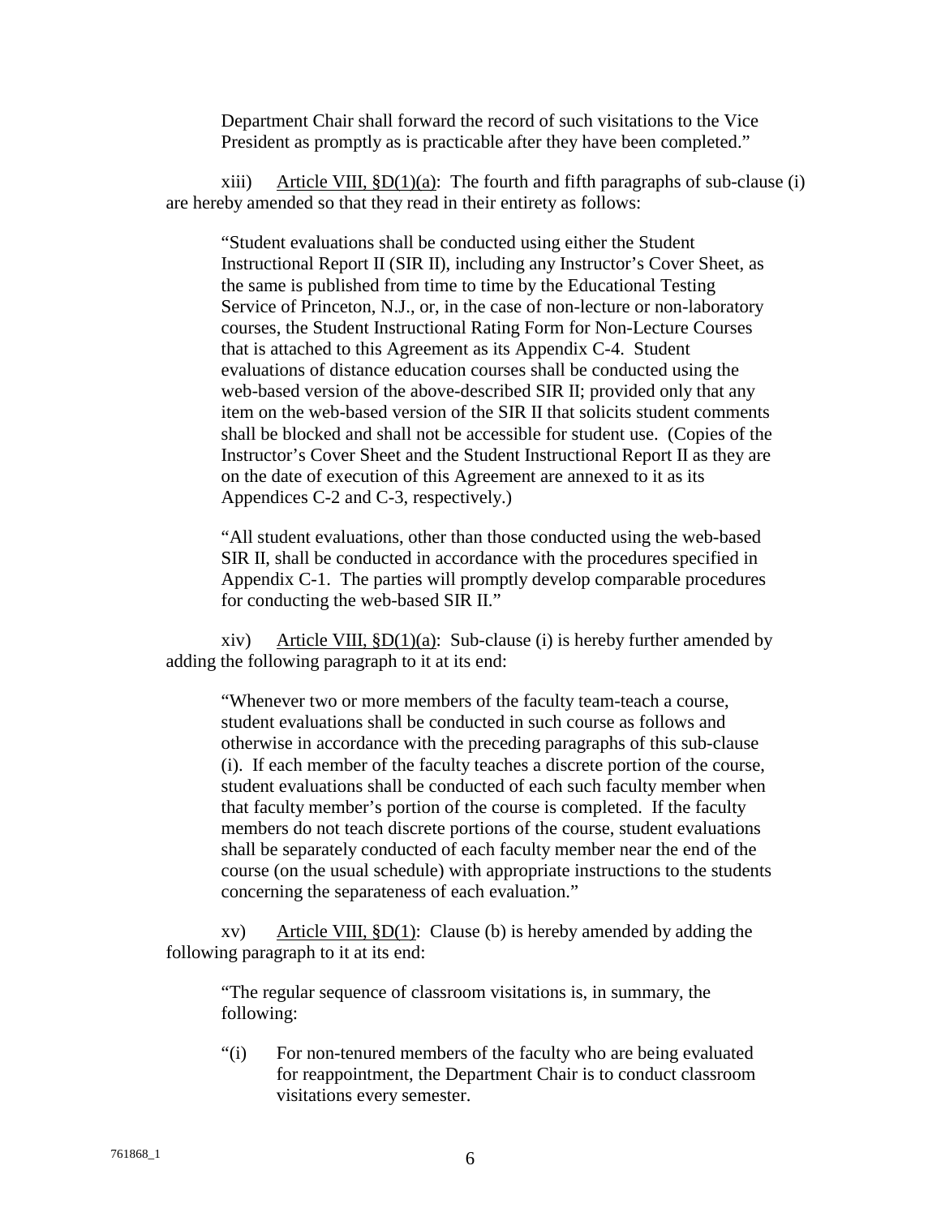Department Chair shall forward the record of such visitations to the Vice President as promptly as is practicable after they have been completed."

xiii) Article VIII, §D(1)(a): The fourth and fifth paragraphs of sub-clause (i) are hereby amended so that they read in their entirety as follows:

> "Student evaluations shall be conducted using either the Student Instructional Report II (SIR II), including any Instructor's Cover Sheet, as the same is published from time to time by the Educational Testing Service of Princeton, N.J., or, in the case of non-lecture or non-laboratory courses, the Student Instructional Rating Form for Non-Lecture Courses that is attached to this Agreement as its Appendix C-4. Student evaluations of distance education courses shall be conducted using the web-based version of the above-described SIR II; provided only that any item on the web-based version of the SIR II that solicits student comments shall be blocked and shall not be accessible for student use. (Copies of the Instructor's Cover Sheet and the Student Instructional Report II as they are on the date of execution of this Agreement are annexed to it as its Appendices C-2 and C-3, respectively.)
>
> "All student evaluations, other than those conducted using the web-based SIR II, shall be conducted in accordance with the procedures specified in Appendix C-1. The parties will promptly develop comparable procedures for conducting the web-based SIR II."

xiv) Article VIII, §D(1)(a): Sub-clause (i) is hereby further amended by adding the following paragraph to it at its end:

> "Whenever two or more members of the faculty team-teach a course, student evaluations shall be conducted in such course as follows and otherwise in accordance with the preceding paragraphs of this sub-clause (i). If each member of the faculty teaches a discrete portion of the course, student evaluations shall be conducted of each such faculty member when that faculty member's portion of the course is completed. If the faculty members do not teach discrete portions of the course, student evaluations shall be separately conducted of each faculty member near the end of the course (on the usual schedule) with appropriate instructions to the students concerning the separateness of each evaluation."

xv) Article VIII, §D(1): Clause (b) is hereby amended by adding the following paragraph to it at its end:

> "The regular sequence of classroom visitations is, in summary, the following:
>
> "(i) For non-tenured members of the faculty who are being evaluated for reappointment, the Department Chair is to conduct classroom visitations every semester.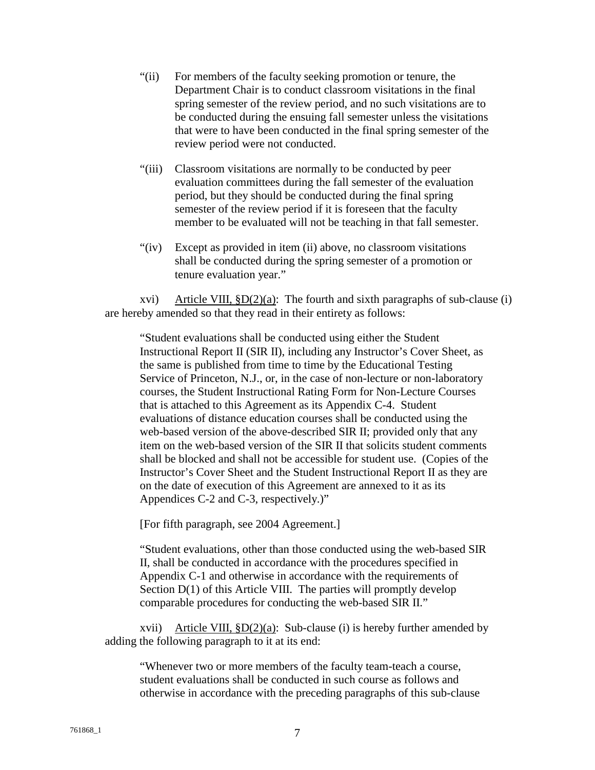"(ii) For members of the faculty seeking promotion or tenure, the Department Chair is to conduct classroom visitations in the final spring semester of the review period, and no such visitations are to be conducted during the ensuing fall semester unless the visitations that were to have been conducted in the final spring semester of the review period were not conducted.

"(iii) Classroom visitations are normally to be conducted by peer evaluation committees during the fall semester of the evaluation period, but they should be conducted during the final spring semester of the review period if it is foreseen that the faculty member to be evaluated will not be teaching in that fall semester.

"(iv) Except as provided in item (ii) above, no classroom visitations shall be conducted during the spring semester of a promotion or tenure evaluation year."

xvi) Article VIII, §D(2)(a): The fourth and sixth paragraphs of sub-clause (i) are hereby amended so that they read in their entirety as follows:

> "Student evaluations shall be conducted using either the Student Instructional Report II (SIR II), including any Instructor's Cover Sheet, as the same is published from time to time by the Educational Testing Service of Princeton, N.J., or, in the case of non-lecture or non-laboratory courses, the Student Instructional Rating Form for Non-Lecture Courses that is attached to this Agreement as its Appendix C-4. Student evaluations of distance education courses shall be conducted using the web-based version of the above-described SIR II; provided only that any item on the web-based version of the SIR II that solicits student comments shall be blocked and shall not be accessible for student use. (Copies of the Instructor's Cover Sheet and the Student Instructional Report II as they are on the date of execution of this Agreement are annexed to it as its Appendices C-2 and C-3, respectively.)"
>
> [For fifth paragraph, see 2004 Agreement.]
>
> "Student evaluations, other than those conducted using the web-based SIR II, shall be conducted in accordance with the procedures specified in Appendix C-1 and otherwise in accordance with the requirements of Section D(1) of this Article VIII. The parties will promptly develop comparable procedures for conducting the web-based SIR II."

xvii) Article VIII, §D(2)(a): Sub-clause (i) is hereby further amended by adding the following paragraph to it at its end:

> "Whenever two or more members of the faculty team-teach a course, student evaluations shall be conducted in such course as follows and otherwise in accordance with the preceding paragraphs of this sub-clause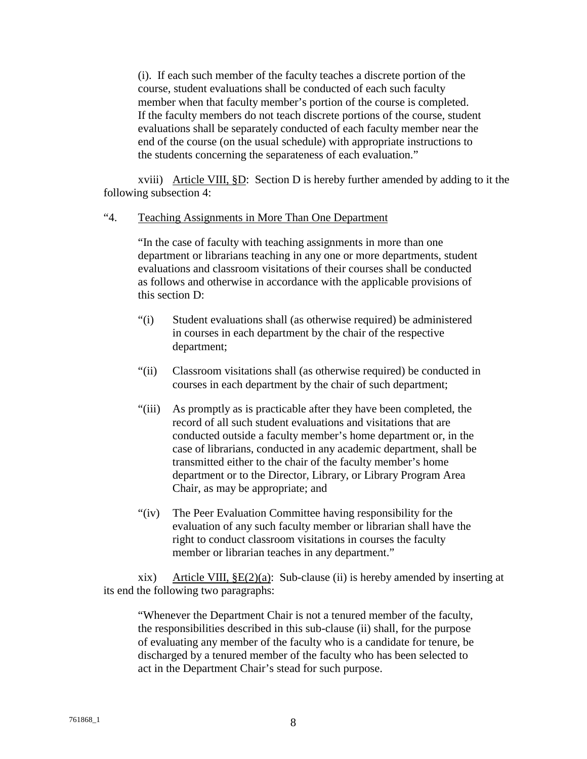(i). If each such member of the faculty teaches a discrete portion of the course, student evaluations shall be conducted of each such faculty member when that faculty member's portion of the course is completed. If the faculty members do not teach discrete portions of the course, student evaluations shall be separately conducted of each faculty member near the end of the course (on the usual schedule) with appropriate instructions to the students concerning the separateness of each evaluation."

xviii) Article VIII, §D: Section D is hereby further amended by adding to it the following subsection 4:

"4. Teaching Assignments in More Than One Department

"In the case of faculty with teaching assignments in more than one department or librarians teaching in any one or more departments, student evaluations and classroom visitations of their courses shall be conducted as follows and otherwise in accordance with the applicable provisions of this section D:

"(i) Student evaluations shall (as otherwise required) be administered in courses in each department by the chair of the respective department;

"(ii) Classroom visitations shall (as otherwise required) be conducted in courses in each department by the chair of such department;

"(iii) As promptly as is practicable after they have been completed, the record of all such student evaluations and visitations that are conducted outside a faculty member's home department or, in the case of librarians, conducted in any academic department, shall be transmitted either to the chair of the faculty member's home department or to the Director, Library, or Library Program Area Chair, as may be appropriate; and

"(iv) The Peer Evaluation Committee having responsibility for the evaluation of any such faculty member or librarian shall have the right to conduct classroom visitations in courses the faculty member or librarian teaches in any department."

xix) Article VIII, §E(2)(a): Sub-clause (ii) is hereby amended by inserting at its end the following two paragraphs:

"Whenever the Department Chair is not a tenured member of the faculty, the responsibilities described in this sub-clause (ii) shall, for the purpose of evaluating any member of the faculty who is a candidate for tenure, be discharged by a tenured member of the faculty who has been selected to act in the Department Chair's stead for such purpose.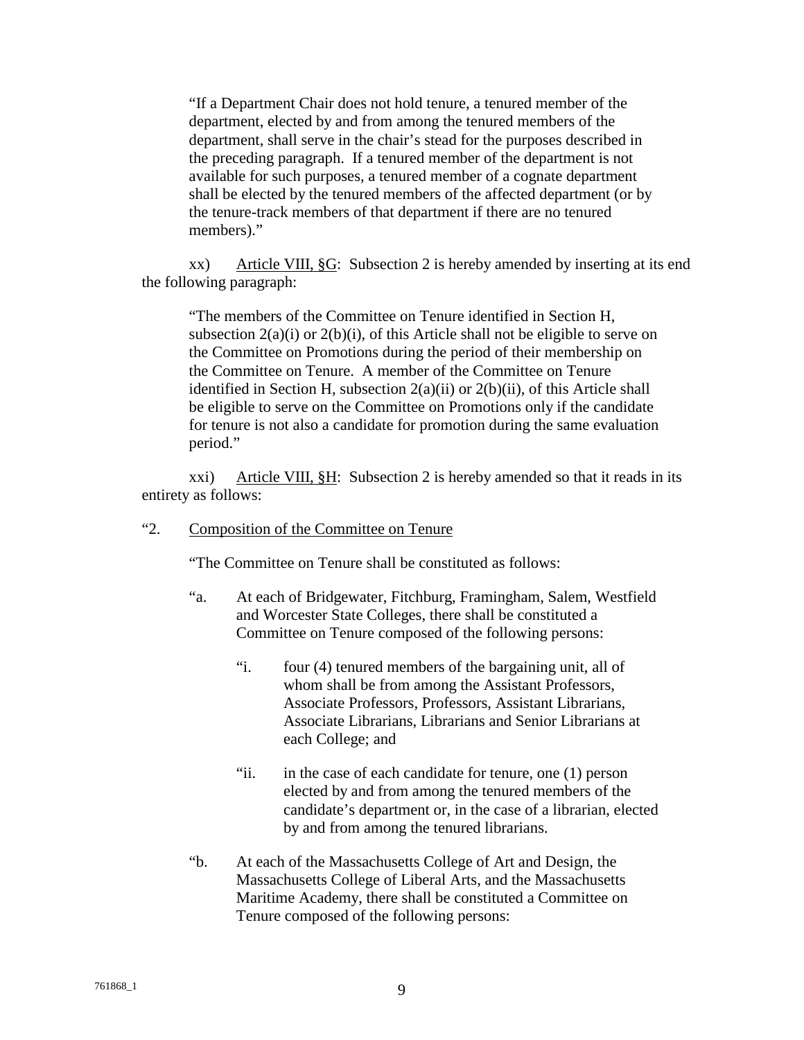"If a Department Chair does not hold tenure, a tenured member of the department, elected by and from among the tenured members of the department, shall serve in the chair's stead for the purposes described in the preceding paragraph. If a tenured member of the department is not available for such purposes, a tenured member of a cognate department shall be elected by the tenured members of the affected department (or by the tenure-track members of that department if there are no tenured members)."

xx) Article VIII, §G: Subsection 2 is hereby amended by inserting at its end the following paragraph:

"The members of the Committee on Tenure identified in Section H, subsection 2(a)(i) or 2(b)(i), of this Article shall not be eligible to serve on the Committee on Promotions during the period of their membership on the Committee on Tenure. A member of the Committee on Tenure identified in Section H, subsection 2(a)(ii) or 2(b)(ii), of this Article shall be eligible to serve on the Committee on Promotions only if the candidate for tenure is not also a candidate for promotion during the same evaluation period."

xxi) Article VIII, §H: Subsection 2 is hereby amended so that it reads in its entirety as follows:

"2. Composition of the Committee on Tenure

"The Committee on Tenure shall be constituted as follows:

"a. At each of Bridgewater, Fitchburg, Framingham, Salem, Westfield and Worcester State Colleges, there shall be constituted a Committee on Tenure composed of the following persons:

"i. four (4) tenured members of the bargaining unit, all of whom shall be from among the Assistant Professors, Associate Professors, Professors, Assistant Librarians, Associate Librarians, Librarians and Senior Librarians at each College; and

"ii. in the case of each candidate for tenure, one (1) person elected by and from among the tenured members of the candidate's department or, in the case of a librarian, elected by and from among the tenured librarians.

"b. At each of the Massachusetts College of Art and Design, the Massachusetts College of Liberal Arts, and the Massachusetts Maritime Academy, there shall be constituted a Committee on Tenure composed of the following persons: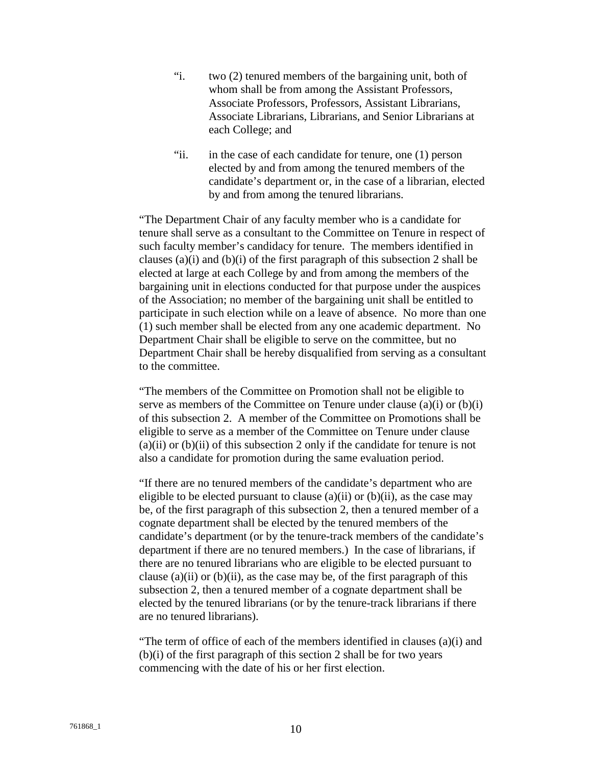"i. two (2) tenured members of the bargaining unit, both of whom shall be from among the Assistant Professors, Associate Professors, Professors, Assistant Librarians, Associate Librarians, Librarians, and Senior Librarians at each College; and

"ii. in the case of each candidate for tenure, one (1) person elected by and from among the tenured members of the candidate's department or, in the case of a librarian, elected by and from among the tenured librarians.

"The Department Chair of any faculty member who is a candidate for tenure shall serve as a consultant to the Committee on Tenure in respect of such faculty member's candidacy for tenure. The members identified in clauses (a)(i) and (b)(i) of the first paragraph of this subsection 2 shall be elected at large at each College by and from among the members of the bargaining unit in elections conducted for that purpose under the auspices of the Association; no member of the bargaining unit shall be entitled to participate in such election while on a leave of absence. No more than one (1) such member shall be elected from any one academic department. No Department Chair shall be eligible to serve on the committee, but no Department Chair shall be hereby disqualified from serving as a consultant to the committee.

"The members of the Committee on Promotion shall not be eligible to serve as members of the Committee on Tenure under clause (a)(i) or (b)(i) of this subsection 2. A member of the Committee on Promotions shall be eligible to serve as a member of the Committee on Tenure under clause (a)(ii) or (b)(ii) of this subsection 2 only if the candidate for tenure is not also a candidate for promotion during the same evaluation period.

"If there are no tenured members of the candidate's department who are eligible to be elected pursuant to clause (a)(ii) or (b)(ii), as the case may be, of the first paragraph of this subsection 2, then a tenured member of a cognate department shall be elected by the tenured members of the candidate's department (or by the tenure-track members of the candidate's department if there are no tenured members.) In the case of librarians, if there are no tenured librarians who are eligible to be elected pursuant to clause (a)(ii) or (b)(ii), as the case may be, of the first paragraph of this subsection 2, then a tenured member of a cognate department shall be elected by the tenured librarians (or by the tenure-track librarians if there are no tenured librarians).

"The term of office of each of the members identified in clauses (a)(i) and (b)(i) of the first paragraph of this section 2 shall be for two years commencing with the date of his or her first election.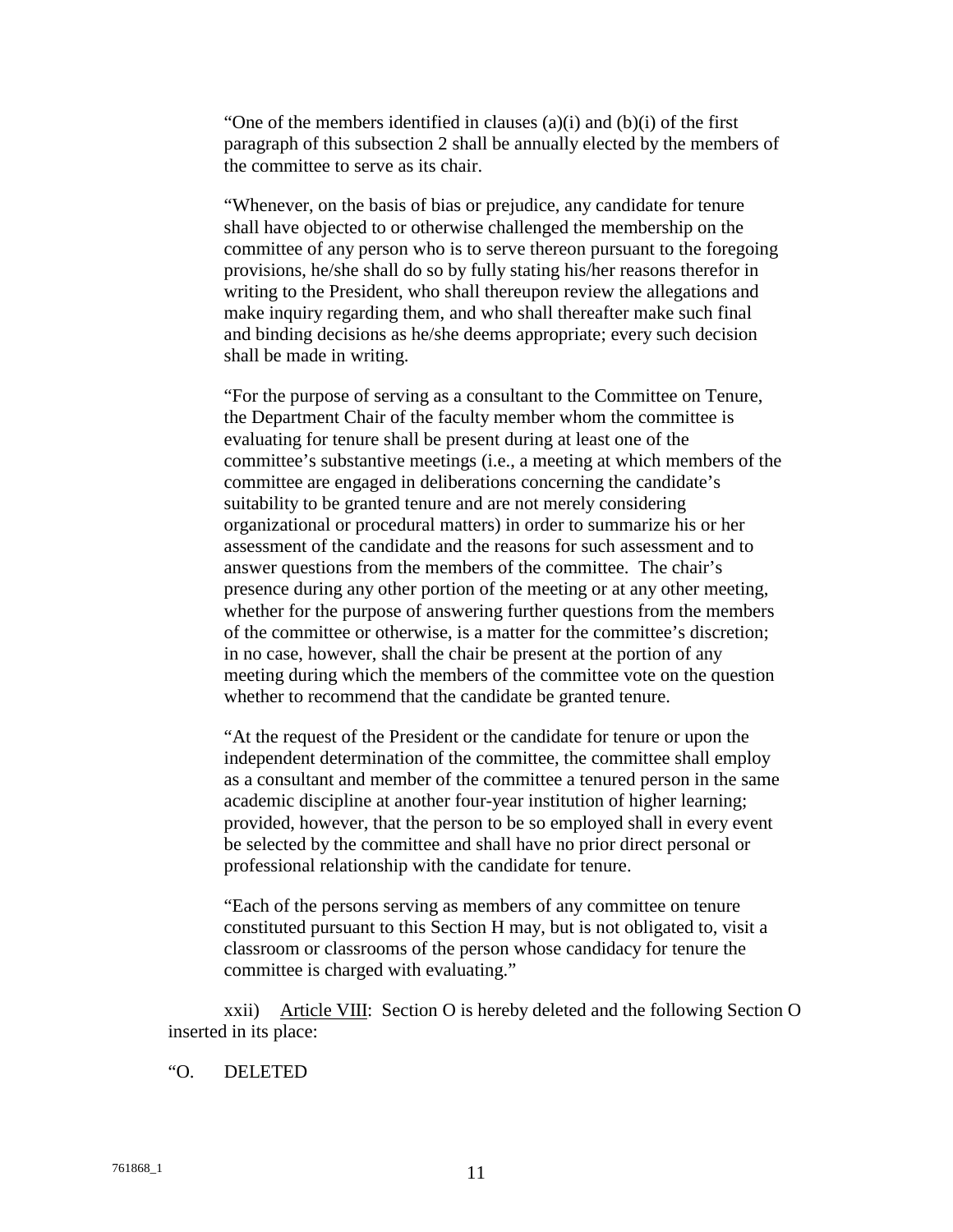"One of the members identified in clauses (a)(i) and (b)(i) of the first paragraph of this subsection 2 shall be annually elected by the members of the committee to serve as its chair.

"Whenever, on the basis of bias or prejudice, any candidate for tenure shall have objected to or otherwise challenged the membership on the committee of any person who is to serve thereon pursuant to the foregoing provisions, he/she shall do so by fully stating his/her reasons therefor in writing to the President, who shall thereupon review the allegations and make inquiry regarding them, and who shall thereafter make such final and binding decisions as he/she deems appropriate; every such decision shall be made in writing.

"For the purpose of serving as a consultant to the Committee on Tenure, the Department Chair of the faculty member whom the committee is evaluating for tenure shall be present during at least one of the committee's substantive meetings (i.e., a meeting at which members of the committee are engaged in deliberations concerning the candidate's suitability to be granted tenure and are not merely considering organizational or procedural matters) in order to summarize his or her assessment of the candidate and the reasons for such assessment and to answer questions from the members of the committee. The chair's presence during any other portion of the meeting or at any other meeting, whether for the purpose of answering further questions from the members of the committee or otherwise, is a matter for the committee's discretion; in no case, however, shall the chair be present at the portion of any meeting during which the members of the committee vote on the question whether to recommend that the candidate be granted tenure.

"At the request of the President or the candidate for tenure or upon the independent determination of the committee, the committee shall employ as a consultant and member of the committee a tenured person in the same academic discipline at another four-year institution of higher learning; provided, however, that the person to be so employed shall in every event be selected by the committee and shall have no prior direct personal or professional relationship with the candidate for tenure.

"Each of the persons serving as members of any committee on tenure constituted pursuant to this Section H may, but is not obligated to, visit a classroom or classrooms of the person whose candidacy for tenure the committee is charged with evaluating."

xxii) Article VIII: Section O is hereby deleted and the following Section O inserted in its place:

"O. DELETED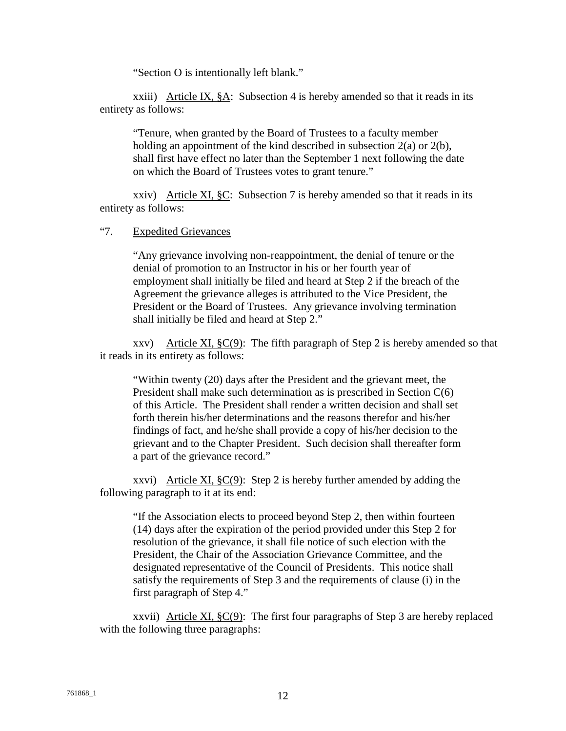"Section O is intentionally left blank."

xxiii) Article IX, §A: Subsection 4 is hereby amended so that it reads in its entirety as follows:

> "Tenure, when granted by the Board of Trustees to a faculty member holding an appointment of the kind described in subsection 2(a) or 2(b), shall first have effect no later than the September 1 next following the date on which the Board of Trustees votes to grant tenure."

xxiv) Article XI, §C: Subsection 7 is hereby amended so that it reads in its entirety as follows:

"7. Expedited Grievances

> "Any grievance involving non-reappointment, the denial of tenure or the denial of promotion to an Instructor in his or her fourth year of employment shall initially be filed and heard at Step 2 if the breach of the Agreement the grievance alleges is attributed to the Vice President, the President or the Board of Trustees. Any grievance involving termination shall initially be filed and heard at Step 2."

xxv) Article XI, §C(9): The fifth paragraph of Step 2 is hereby amended so that it reads in its entirety as follows:

> "Within twenty (20) days after the President and the grievant meet, the President shall make such determination as is prescribed in Section C(6) of this Article. The President shall render a written decision and shall set forth therein his/her determinations and the reasons therefor and his/her findings of fact, and he/she shall provide a copy of his/her decision to the grievant and to the Chapter President. Such decision shall thereafter form a part of the grievance record."

xxvi) Article XI, §C(9): Step 2 is hereby further amended by adding the following paragraph to it at its end:

> "If the Association elects to proceed beyond Step 2, then within fourteen (14) days after the expiration of the period provided under this Step 2 for resolution of the grievance, it shall file notice of such election with the President, the Chair of the Association Grievance Committee, and the designated representative of the Council of Presidents. This notice shall satisfy the requirements of Step 3 and the requirements of clause (i) in the first paragraph of Step 4."

xxvii) Article XI, §C(9): The first four paragraphs of Step 3 are hereby replaced with the following three paragraphs: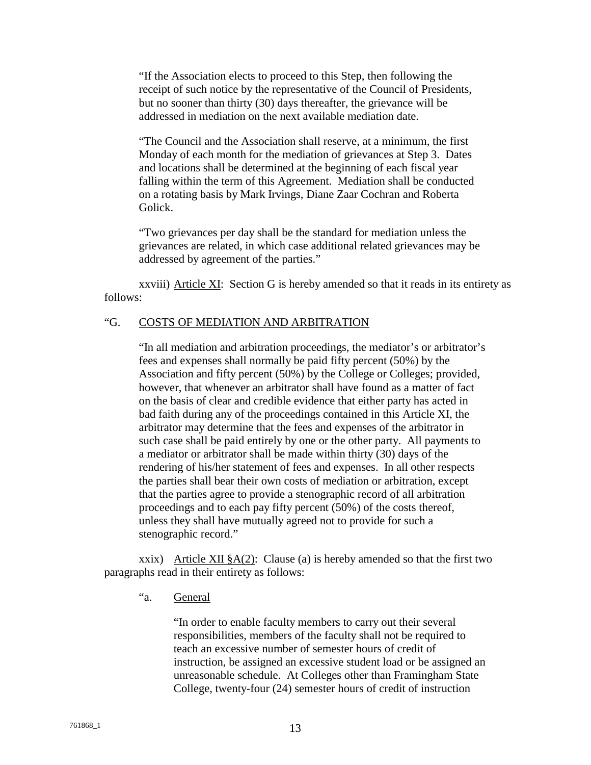"If the Association elects to proceed to this Step, then following the receipt of such notice by the representative of the Council of Presidents, but no sooner than thirty (30) days thereafter, the grievance will be addressed in mediation on the next available mediation date.

"The Council and the Association shall reserve, at a minimum, the first Monday of each month for the mediation of grievances at Step 3. Dates and locations shall be determined at the beginning of each fiscal year falling within the term of this Agreement. Mediation shall be conducted on a rotating basis by Mark Irvings, Diane Zaar Cochran and Roberta Golick.

"Two grievances per day shall be the standard for mediation unless the grievances are related, in which case additional related grievances may be addressed by agreement of the parties."

xxviii) <u>Article XI</u>: Section G is hereby amended so that it reads in its entirety as follows:

"G. <u>COSTS OF MEDIATION AND ARBITRATION</u>

"In all mediation and arbitration proceedings, the mediator's or arbitrator's fees and expenses shall normally be paid fifty percent (50%) by the Association and fifty percent (50%) by the College or Colleges; provided, however, that whenever an arbitrator shall have found as a matter of fact on the basis of clear and credible evidence that either party has acted in bad faith during any of the proceedings contained in this Article XI, the arbitrator may determine that the fees and expenses of the arbitrator in such case shall be paid entirely by one or the other party. All payments to a mediator or arbitrator shall be made within thirty (30) days of the rendering of his/her statement of fees and expenses. In all other respects the parties shall bear their own costs of mediation or arbitration, except that the parties agree to provide a stenographic record of all arbitration proceedings and to each pay fifty percent (50%) of the costs thereof, unless they shall have mutually agreed not to provide for such a stenographic record."

xxix) <u>Article XII §A(2)</u>: Clause (a) is hereby amended so that the first two paragraphs read in their entirety as follows:

"a. <u>General</u>

"In order to enable faculty members to carry out their several responsibilities, members of the faculty shall not be required to teach an excessive number of semester hours of credit of instruction, be assigned an excessive student load or be assigned an unreasonable schedule. At Colleges other than Framingham State College, twenty-four (24) semester hours of credit of instruction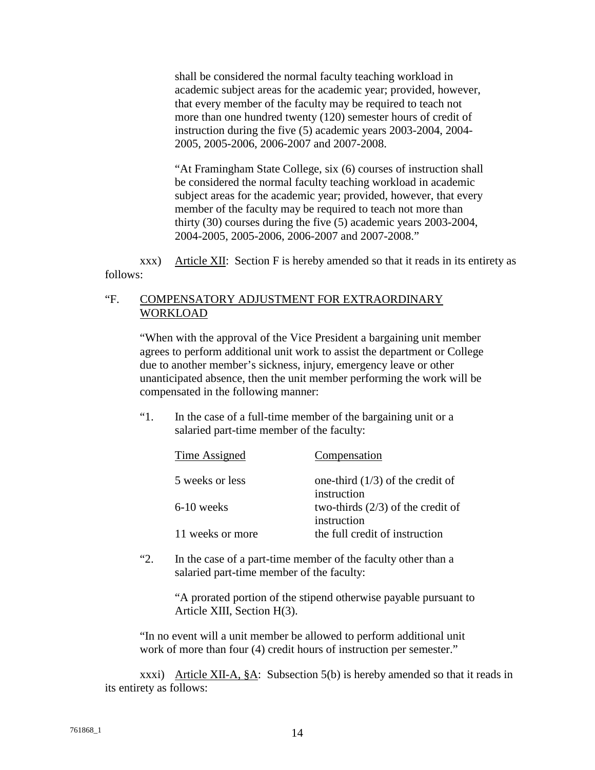shall be considered the normal faculty teaching workload in academic subject areas for the academic year; provided, however, that every member of the faculty may be required to teach not more than one hundred twenty (120) semester hours of credit of instruction during the five (5) academic years 2003-2004, 2004-2005, 2005-2006, 2006-2007 and 2007-2008.

"At Framingham State College, six (6) courses of instruction shall be considered the normal faculty teaching workload in academic subject areas for the academic year; provided, however, that every member of the faculty may be required to teach not more than thirty (30) courses during the five (5) academic years 2003-2004, 2004-2005, 2005-2006, 2006-2007 and 2007-2008."

xxx) Article XII: Section F is hereby amended so that it reads in its entirety as follows:

"F. COMPENSATORY ADJUSTMENT FOR EXTRAORDINARY WORKLOAD

"When with the approval of the Vice President a bargaining unit member agrees to perform additional unit work to assist the department or College due to another member's sickness, injury, emergency leave or other unanticipated absence, then the unit member performing the work will be compensated in the following manner:

"1. In the case of a full-time member of the bargaining unit or a salaried part-time member of the faculty:

| Time Assigned | Compensation |
|---|---|
| 5 weeks or less | one-third (1/3) of the credit of instruction |
| 6-10 weeks | two-thirds (2/3) of the credit of instruction |
| 11 weeks or more | the full credit of instruction |

"2. In the case of a part-time member of the faculty other than a salaried part-time member of the faculty:

"A prorated portion of the stipend otherwise payable pursuant to Article XIII, Section H(3).

"In no event will a unit member be allowed to perform additional unit work of more than four (4) credit hours of instruction per semester."

xxxi) Article XII-A, §A: Subsection 5(b) is hereby amended so that it reads in its entirety as follows: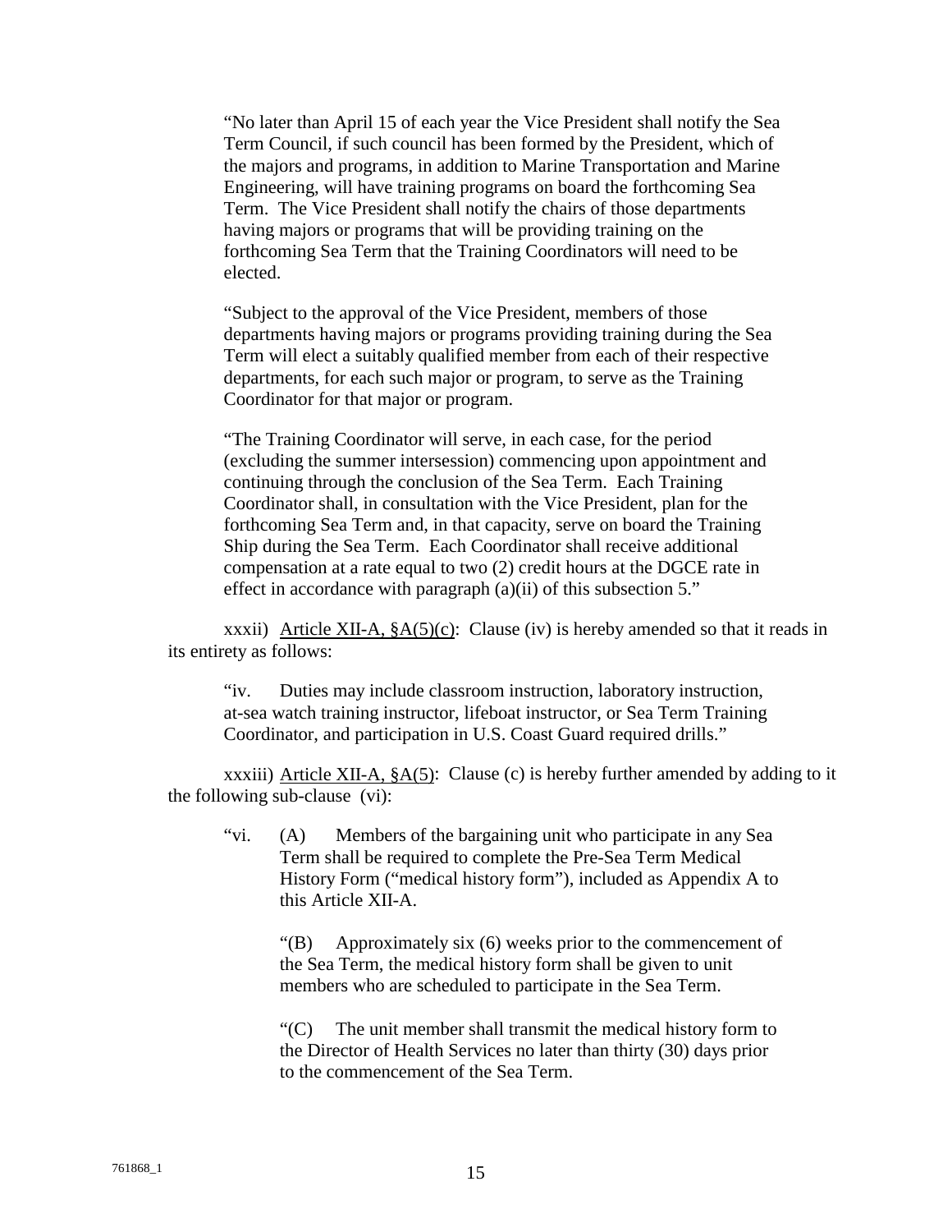"No later than April 15 of each year the Vice President shall notify the Sea Term Council, if such council has been formed by the President, which of the majors and programs, in addition to Marine Transportation and Marine Engineering, will have training programs on board the forthcoming Sea Term. The Vice President shall notify the chairs of those departments having majors or programs that will be providing training on the forthcoming Sea Term that the Training Coordinators will need to be elected.

"Subject to the approval of the Vice President, members of those departments having majors or programs providing training during the Sea Term will elect a suitably qualified member from each of their respective departments, for each such major or program, to serve as the Training Coordinator for that major or program.

"The Training Coordinator will serve, in each case, for the period (excluding the summer intersession) commencing upon appointment and continuing through the conclusion of the Sea Term. Each Training Coordinator shall, in consultation with the Vice President, plan for the forthcoming Sea Term and, in that capacity, serve on board the Training Ship during the Sea Term. Each Coordinator shall receive additional compensation at a rate equal to two (2) credit hours at the DGCE rate in effect in accordance with paragraph (a)(ii) of this subsection 5."

xxxii) <u>Article XII-A, §A(5)(c)</u>: Clause (iv) is hereby amended so that it reads in its entirety as follows:

"iv. Duties may include classroom instruction, laboratory instruction, at-sea watch training instructor, lifeboat instructor, or Sea Term Training Coordinator, and participation in U.S. Coast Guard required drills."

xxxiii) <u>Article XII-A, §A(5)</u>: Clause (c) is hereby further amended by adding to it the following sub-clause (vi):

"vi. (A) Members of the bargaining unit who participate in any Sea Term shall be required to complete the Pre-Sea Term Medical History Form ("medical history form"), included as Appendix A to this Article XII-A.

"(B) Approximately six (6) weeks prior to the commencement of the Sea Term, the medical history form shall be given to unit members who are scheduled to participate in the Sea Term.

"(C) The unit member shall transmit the medical history form to the Director of Health Services no later than thirty (30) days prior to the commencement of the Sea Term.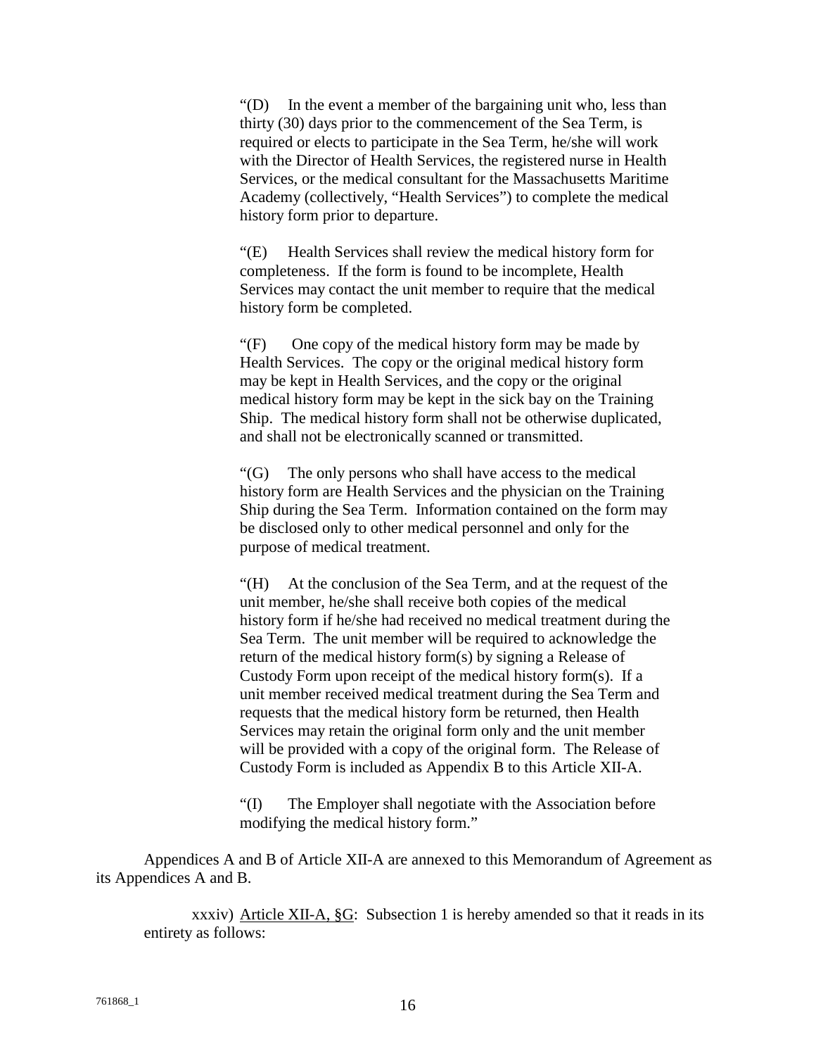"(D) In the event a member of the bargaining unit who, less than thirty (30) days prior to the commencement of the Sea Term, is required or elects to participate in the Sea Term, he/she will work with the Director of Health Services, the registered nurse in Health Services, or the medical consultant for the Massachusetts Maritime Academy (collectively, "Health Services") to complete the medical history form prior to departure.

"(E) Health Services shall review the medical history form for completeness. If the form is found to be incomplete, Health Services may contact the unit member to require that the medical history form be completed.

"(F) One copy of the medical history form may be made by Health Services. The copy or the original medical history form may be kept in Health Services, and the copy or the original medical history form may be kept in the sick bay on the Training Ship. The medical history form shall not be otherwise duplicated, and shall not be electronically scanned or transmitted.

"(G) The only persons who shall have access to the medical history form are Health Services and the physician on the Training Ship during the Sea Term. Information contained on the form may be disclosed only to other medical personnel and only for the purpose of medical treatment.

"(H) At the conclusion of the Sea Term, and at the request of the unit member, he/she shall receive both copies of the medical history form if he/she had received no medical treatment during the Sea Term. The unit member will be required to acknowledge the return of the medical history form(s) by signing a Release of Custody Form upon receipt of the medical history form(s). If a unit member received medical treatment during the Sea Term and requests that the medical history form be returned, then Health Services may retain the original form only and the unit member will be provided with a copy of the original form. The Release of Custody Form is included as Appendix B to this Article XII-A.

"(I) The Employer shall negotiate with the Association before modifying the medical history form."

Appendices A and B of Article XII-A are annexed to this Memorandum of Agreement as its Appendices A and B.

xxxiv) Article XII-A, §G: Subsection 1 is hereby amended so that it reads in its entirety as follows:

761868_1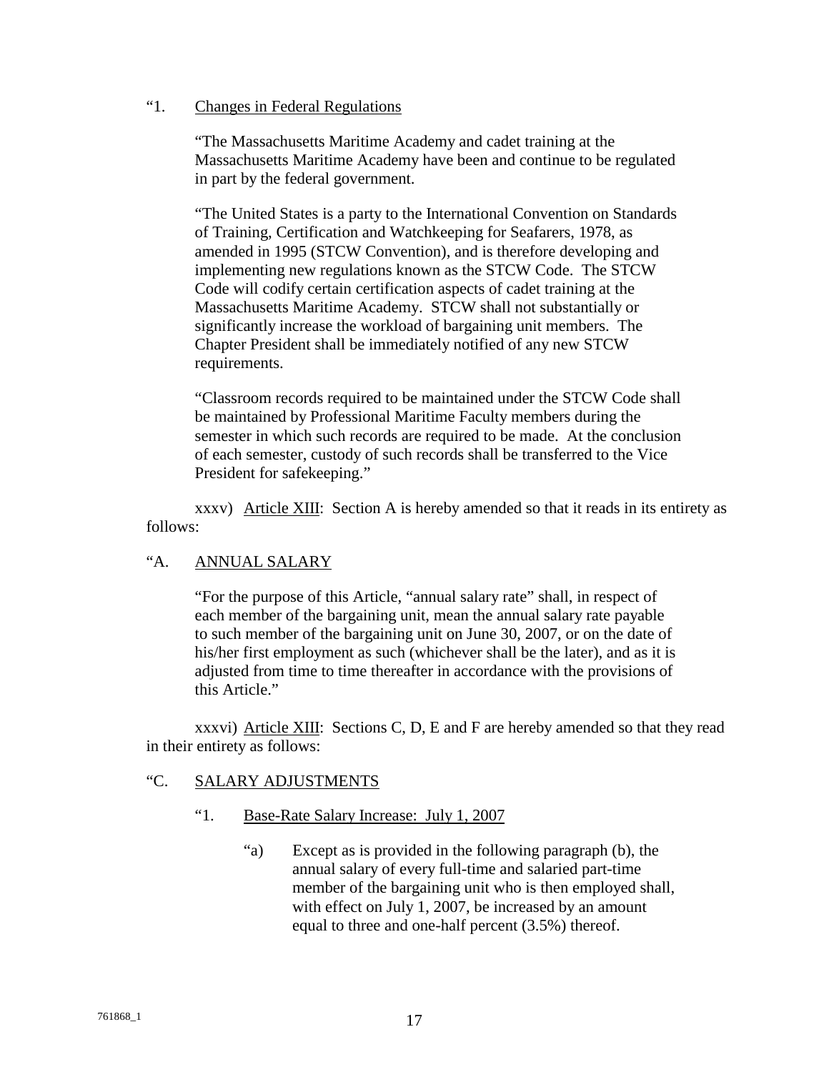“1. <u>Changes in Federal Regulations</u>

“The Massachusetts Maritime Academy and cadet training at the Massachusetts Maritime Academy have been and continue to be regulated in part by the federal government.

“The United States is a party to the International Convention on Standards of Training, Certification and Watchkeeping for Seafarers, 1978, as amended in 1995 (STCW Convention), and is therefore developing and implementing new regulations known as the STCW Code. The STCW Code will codify certain certification aspects of cadet training at the Massachusetts Maritime Academy. STCW shall not substantially or significantly increase the workload of bargaining unit members. The Chapter President shall be immediately notified of any new STCW requirements.

“Classroom records required to be maintained under the STCW Code shall be maintained by Professional Maritime Faculty members during the semester in which such records are required to be made. At the conclusion of each semester, custody of such records shall be transferred to the Vice President for safekeeping.”

xxxv) <u>Article XIII</u>: Section A is hereby amended so that it reads in its entirety as follows:

“A. <u>ANNUAL SALARY</u>

“For the purpose of this Article, “annual salary rate” shall, in respect of each member of the bargaining unit, mean the annual salary rate payable to such member of the bargaining unit on June 30, 2007, or on the date of his/her first employment as such (whichever shall be the later), and as it is adjusted from time to time thereafter in accordance with the provisions of this Article.”

xxxvi) <u>Article XIII</u>: Sections C, D, E and F are hereby amended so that they read in their entirety as follows:

“C. <u>SALARY ADJUSTMENTS</u>

“1. <u>Base-Rate Salary Increase: July 1, 2007</u>

“a) Except as is provided in the following paragraph (b), the annual salary of every full-time and salaried part-time member of the bargaining unit who is then employed shall, with effect on July 1, 2007, be increased by an amount equal to three and one-half percent (3.5%) thereof.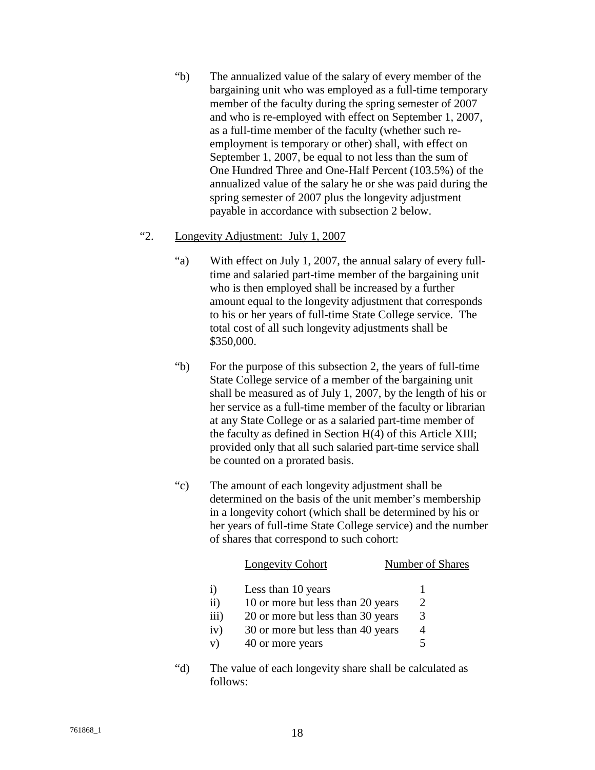"b) The annualized value of the salary of every member of the bargaining unit who was employed as a full-time temporary member of the faculty during the spring semester of 2007 and who is re-employed with effect on September 1, 2007, as a full-time member of the faculty (whether such re-employment is temporary or other) shall, with effect on September 1, 2007, be equal to not less than the sum of One Hundred Three and One-Half Percent (103.5%) of the annualized value of the salary he or she was paid during the spring semester of 2007 plus the longevity adjustment payable in accordance with subsection 2 below.

"2. Longevity Adjustment: July 1, 2007

"a) With effect on July 1, 2007, the annual salary of every full-time and salaried part-time member of the bargaining unit who is then employed shall be increased by a further amount equal to the longevity adjustment that corresponds to his or her years of full-time State College service. The total cost of all such longevity adjustments shall be $350,000.

"b) For the purpose of this subsection 2, the years of full-time State College service of a member of the bargaining unit shall be measured as of July 1, 2007, by the length of his or her service as a full-time member of the faculty or librarian at any State College or as a salaried part-time member of the faculty as defined in Section H(4) of this Article XIII; provided only that all such salaried part-time service shall be counted on a prorated basis.

"c) The amount of each longevity adjustment shall be determined on the basis of the unit member's membership in a longevity cohort (which shall be determined by his or her years of full-time State College service) and the number of shares that correspond to such cohort:

| | Longevity Cohort | Number of Shares |
|---|---|---|
| i) | Less than 10 years | 1 |
| ii) | 10 or more but less than 20 years | 2 |
| iii) | 20 or more but less than 30 years | 3 |
| iv) | 30 or more but less than 40 years | 4 |
| v) | 40 or more years | 5 |

"d) The value of each longevity share shall be calculated as follows: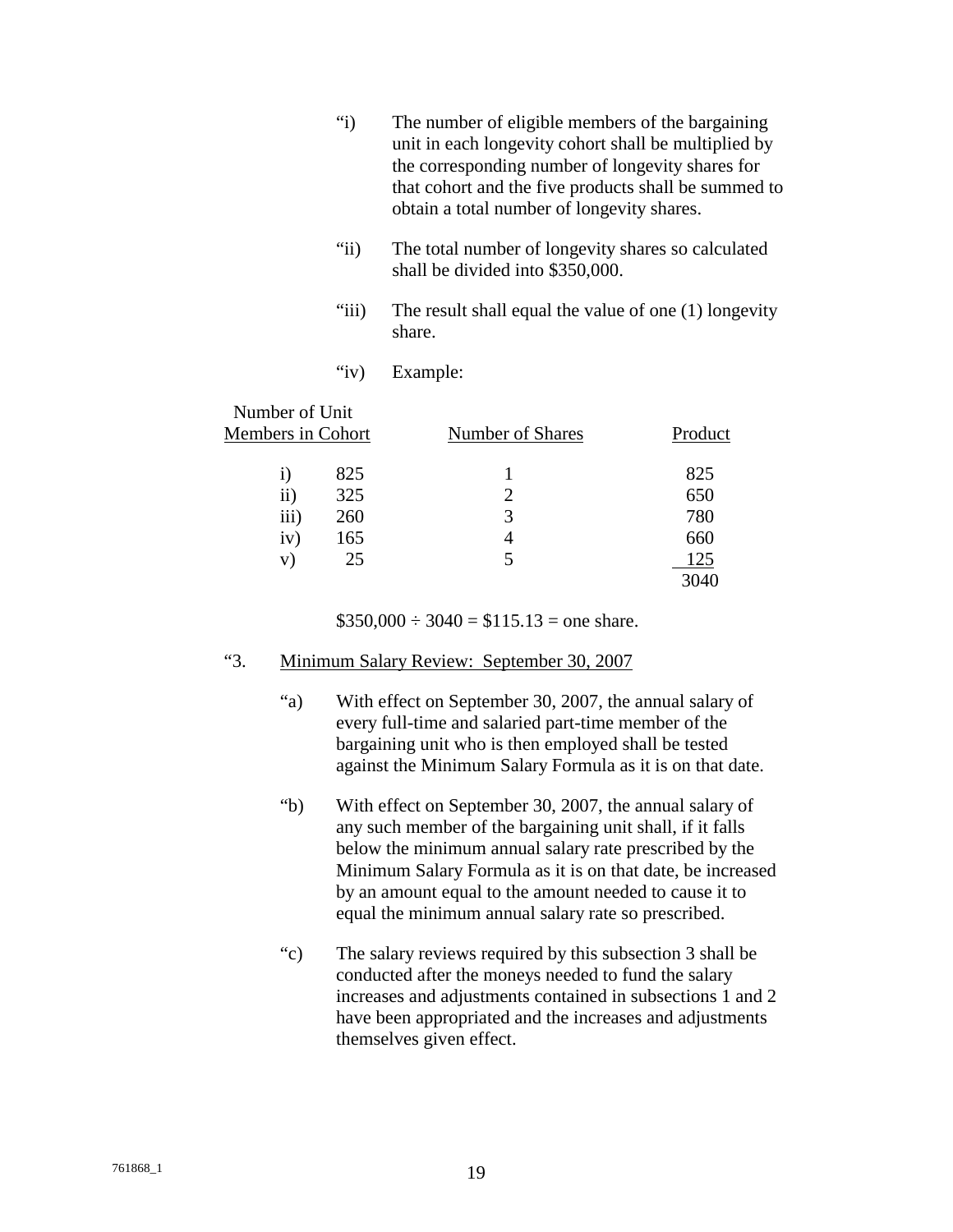“i) The number of eligible members of the bargaining unit in each longevity cohort shall be multiplied by the corresponding number of longevity shares for that cohort and the five products shall be summed to obtain a total number of longevity shares.

“ii) The total number of longevity shares so calculated shall be divided into $350,000.

“iii) The result shall equal the value of one (1) longevity share.

“iv) Example:

| Number of Unit Members in Cohort | | Number of Shares | Product |
|---|---|---|---|
| i) | 825 | 1 | 825 |
| ii) | 325 | 2 | 650 |
| iii) | 260 | 3 | 780 |
| iv) | 165 | 4 | 660 |
| v) | 25 | 5 | 125 |
| | | | 3040 |

$350,000 ÷ 3040 = $115.13 = one share.

“3. Minimum Salary Review: September 30, 2007

“a) With effect on September 30, 2007, the annual salary of every full-time and salaried part-time member of the bargaining unit who is then employed shall be tested against the Minimum Salary Formula as it is on that date.

“b) With effect on September 30, 2007, the annual salary of any such member of the bargaining unit shall, if it falls below the minimum annual salary rate prescribed by the Minimum Salary Formula as it is on that date, be increased by an amount equal to the amount needed to cause it to equal the minimum annual salary rate so prescribed.

“c) The salary reviews required by this subsection 3 shall be conducted after the moneys needed to fund the salary increases and adjustments contained in subsections 1 and 2 have been appropriated and the increases and adjustments themselves given effect.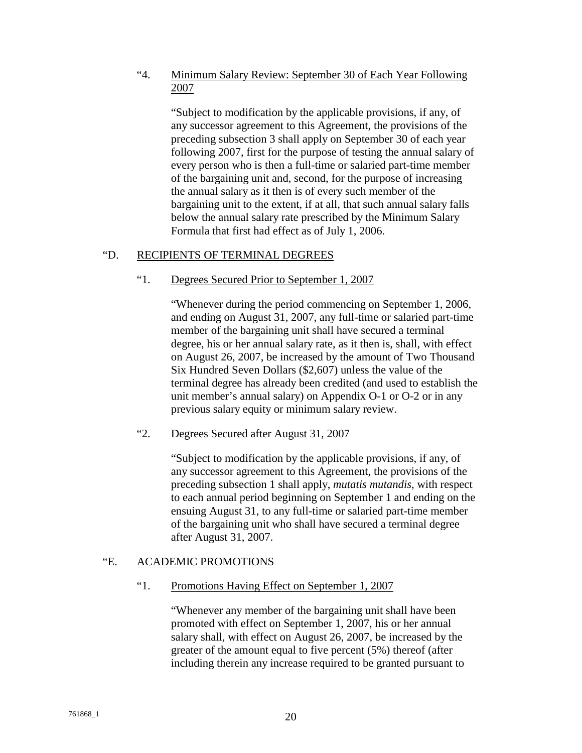"4. Minimum Salary Review: September 30 of Each Year Following 2007

"Subject to modification by the applicable provisions, if any, of any successor agreement to this Agreement, the provisions of the preceding subsection 3 shall apply on September 30 of each year following 2007, first for the purpose of testing the annual salary of every person who is then a full-time or salaried part-time member of the bargaining unit and, second, for the purpose of increasing the annual salary as it then is of every such member of the bargaining unit to the extent, if at all, that such annual salary falls below the annual salary rate prescribed by the Minimum Salary Formula that first had effect as of July 1, 2006.

"D. RECIPIENTS OF TERMINAL DEGREES

"1. Degrees Secured Prior to September 1, 2007

"Whenever during the period commencing on September 1, 2006, and ending on August 31, 2007, any full-time or salaried part-time member of the bargaining unit shall have secured a terminal degree, his or her annual salary rate, as it then is, shall, with effect on August 26, 2007, be increased by the amount of Two Thousand Six Hundred Seven Dollars ($2,607) unless the value of the terminal degree has already been credited (and used to establish the unit member's annual salary) on Appendix O-1 or O-2 or in any previous salary equity or minimum salary review.

"2. Degrees Secured after August 31, 2007

"Subject to modification by the applicable provisions, if any, of any successor agreement to this Agreement, the provisions of the preceding subsection 1 shall apply, *mutatis mutandis*, with respect to each annual period beginning on September 1 and ending on the ensuing August 31, to any full-time or salaried part-time member of the bargaining unit who shall have secured a terminal degree after August 31, 2007.

"E. ACADEMIC PROMOTIONS

"1. Promotions Having Effect on September 1, 2007

"Whenever any member of the bargaining unit shall have been promoted with effect on September 1, 2007, his or her annual salary shall, with effect on August 26, 2007, be increased by the greater of the amount equal to five percent (5%) thereof (after including therein any increase required to be granted pursuant to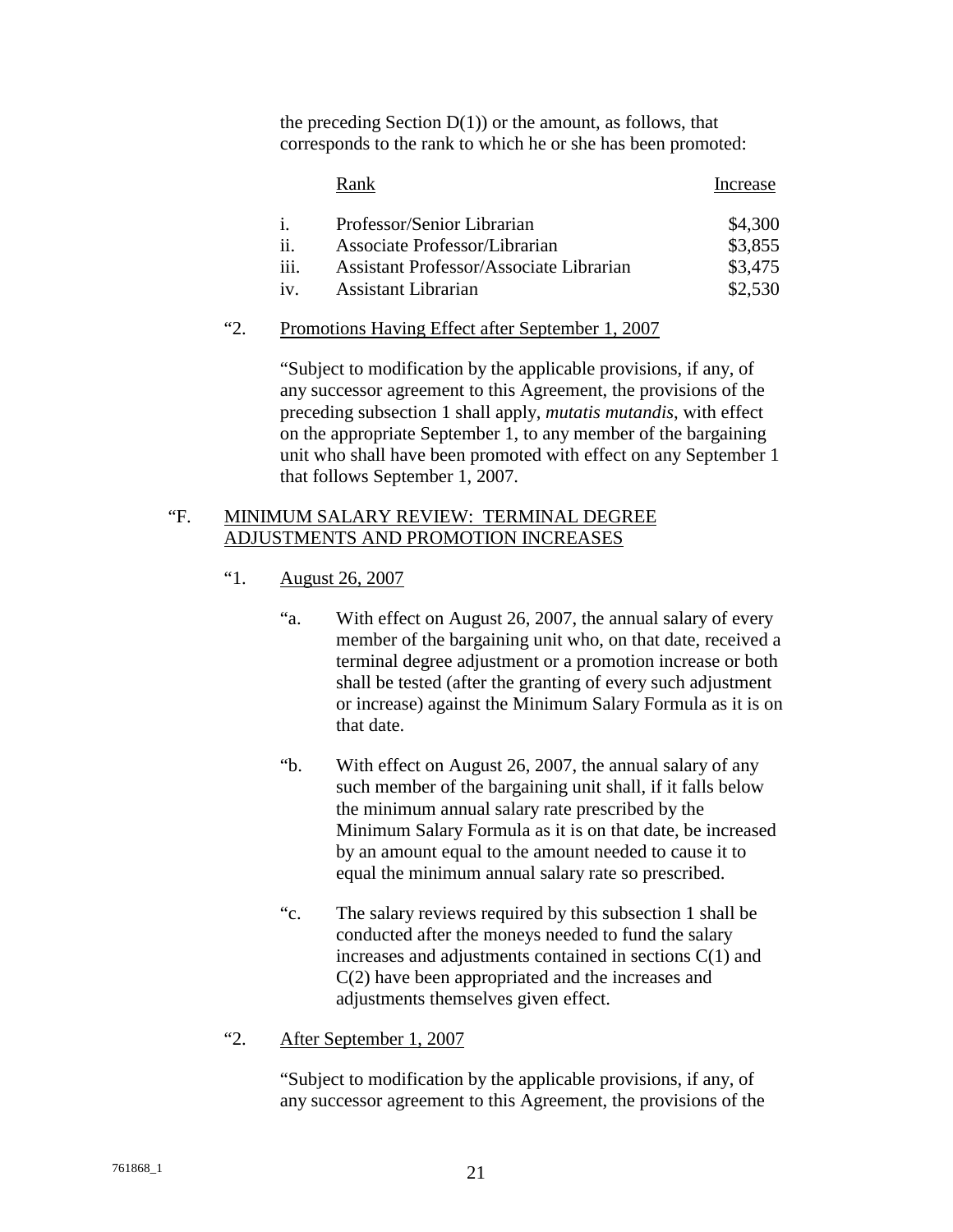the preceding Section D(1)) or the amount, as follows, that corresponds to the rank to which he or she has been promoted:

| | Rank | Increase |
|---|---|---|
| i. | Professor/Senior Librarian | $4,300 |
| ii. | Associate Professor/Librarian | $3,855 |
| iii. | Assistant Professor/Associate Librarian | $3,475 |
| iv. | Assistant Librarian | $2,530 |

"2. Promotions Having Effect after September 1, 2007

"Subject to modification by the applicable provisions, if any, of any successor agreement to this Agreement, the provisions of the preceding subsection 1 shall apply, *mutatis mutandis*, with effect on the appropriate September 1, to any member of the bargaining unit who shall have been promoted with effect on any September 1 that follows September 1, 2007.

"F. MINIMUM SALARY REVIEW: TERMINAL DEGREE ADJUSTMENTS AND PROMOTION INCREASES

"1. August 26, 2007

"a. With effect on August 26, 2007, the annual salary of every member of the bargaining unit who, on that date, received a terminal degree adjustment or a promotion increase or both shall be tested (after the granting of every such adjustment or increase) against the Minimum Salary Formula as it is on that date.

"b. With effect on August 26, 2007, the annual salary of any such member of the bargaining unit shall, if it falls below the minimum annual salary rate prescribed by the Minimum Salary Formula as it is on that date, be increased by an amount equal to the amount needed to cause it to equal the minimum annual salary rate so prescribed.

"c. The salary reviews required by this subsection 1 shall be conducted after the moneys needed to fund the salary increases and adjustments contained in sections C(1) and C(2) have been appropriated and the increases and adjustments themselves given effect.

"2. After September 1, 2007

"Subject to modification by the applicable provisions, if any, of any successor agreement to this Agreement, the provisions of the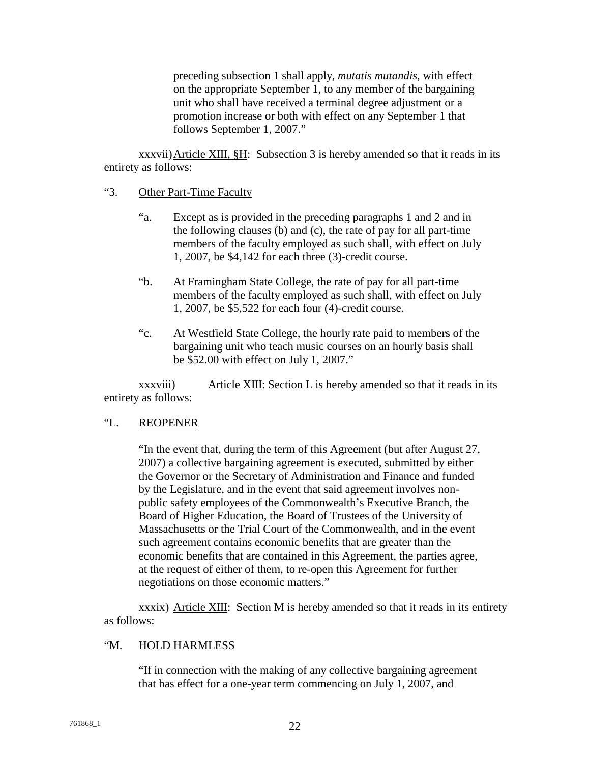preceding subsection 1 shall apply, *mutatis mutandis*, with effect on the appropriate September 1, to any member of the bargaining unit who shall have received a terminal degree adjustment or a promotion increase or both with effect on any September 1 that follows September 1, 2007."

xxxvii) Article XIII, §H: Subsection 3 is hereby amended so that it reads in its entirety as follows:

"3. Other Part-Time Faculty

"a. Except as is provided in the preceding paragraphs 1 and 2 and in the following clauses (b) and (c), the rate of pay for all part-time members of the faculty employed as such shall, with effect on July 1, 2007, be $4,142 for each three (3)-credit course.

"b. At Framingham State College, the rate of pay for all part-time members of the faculty employed as such shall, with effect on July 1, 2007, be $5,522 for each four (4)-credit course.

"c. At Westfield State College, the hourly rate paid to members of the bargaining unit who teach music courses on an hourly basis shall be $52.00 with effect on July 1, 2007."

xxxviii) Article XIII: Section L is hereby amended so that it reads in its entirety as follows:

"L. REOPENER

"In the event that, during the term of this Agreement (but after August 27, 2007) a collective bargaining agreement is executed, submitted by either the Governor or the Secretary of Administration and Finance and funded by the Legislature, and in the event that said agreement involves non-public safety employees of the Commonwealth's Executive Branch, the Board of Higher Education, the Board of Trustees of the University of Massachusetts or the Trial Court of the Commonwealth, and in the event such agreement contains economic benefits that are greater than the economic benefits that are contained in this Agreement, the parties agree, at the request of either of them, to re-open this Agreement for further negotiations on those economic matters."

xxxix) Article XIII: Section M is hereby amended so that it reads in its entirety as follows:

"M. HOLD HARMLESS

"If in connection with the making of any collective bargaining agreement that has effect for a one-year term commencing on July 1, 2007, and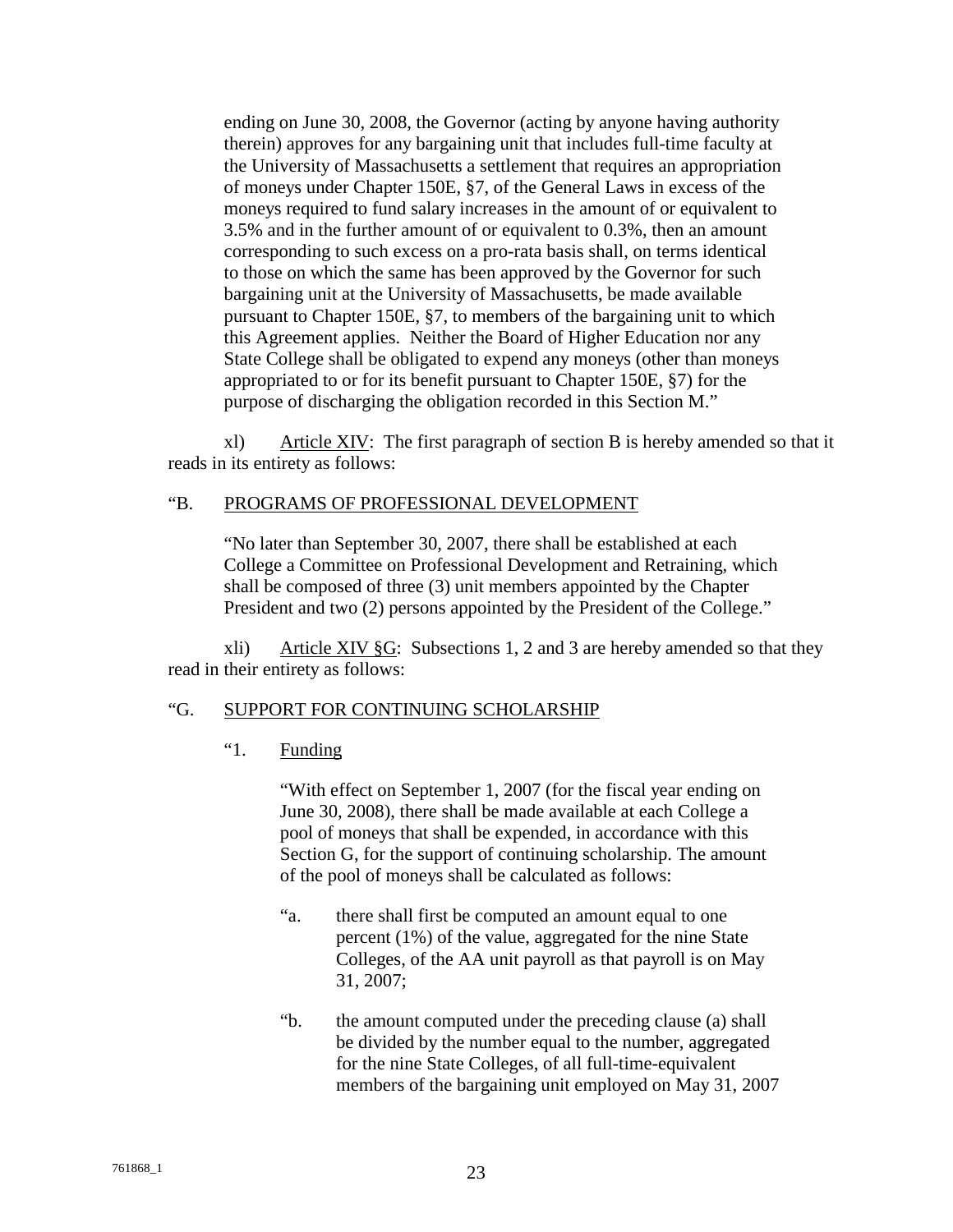ending on June 30, 2008, the Governor (acting by anyone having authority therein) approves for any bargaining unit that includes full-time faculty at the University of Massachusetts a settlement that requires an appropriation of moneys under Chapter 150E, §7, of the General Laws in excess of the moneys required to fund salary increases in the amount of or equivalent to 3.5% and in the further amount of or equivalent to 0.3%, then an amount corresponding to such excess on a pro-rata basis shall, on terms identical to those on which the same has been approved by the Governor for such bargaining unit at the University of Massachusetts, be made available pursuant to Chapter 150E, §7, to members of the bargaining unit to which this Agreement applies. Neither the Board of Higher Education nor any State College shall be obligated to expend any moneys (other than moneys appropriated to or for its benefit pursuant to Chapter 150E, §7) for the purpose of discharging the obligation recorded in this Section M."

xl) Article XIV: The first paragraph of section B is hereby amended so that it reads in its entirety as follows:

"B. PROGRAMS OF PROFESSIONAL DEVELOPMENT

"No later than September 30, 2007, there shall be established at each College a Committee on Professional Development and Retraining, which shall be composed of three (3) unit members appointed by the Chapter President and two (2) persons appointed by the President of the College."

xli) Article XIV §G: Subsections 1, 2 and 3 are hereby amended so that they read in their entirety as follows:

"G. SUPPORT FOR CONTINUING SCHOLARSHIP

"1. Funding

"With effect on September 1, 2007 (for the fiscal year ending on June 30, 2008), there shall be made available at each College a pool of moneys that shall be expended, in accordance with this Section G, for the support of continuing scholarship. The amount of the pool of moneys shall be calculated as follows:

"a. there shall first be computed an amount equal to one percent (1%) of the value, aggregated for the nine State Colleges, of the AA unit payroll as that payroll is on May 31, 2007;

"b. the amount computed under the preceding clause (a) shall be divided by the number equal to the number, aggregated for the nine State Colleges, of all full-time-equivalent members of the bargaining unit employed on May 31, 2007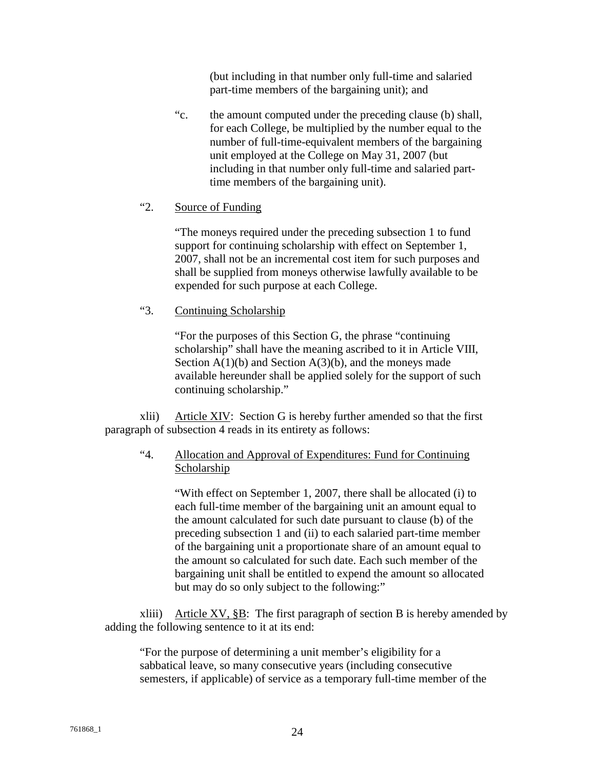(but including in that number only full-time and salaried part-time members of the bargaining unit); and

"c. the amount computed under the preceding clause (b) shall, for each College, be multiplied by the number equal to the number of full-time-equivalent members of the bargaining unit employed at the College on May 31, 2007 (but including in that number only full-time and salaried part-time members of the bargaining unit).

"2. Source of Funding

"The moneys required under the preceding subsection 1 to fund support for continuing scholarship with effect on September 1, 2007, shall not be an incremental cost item for such purposes and shall be supplied from moneys otherwise lawfully available to be expended for such purpose at each College.

"3. Continuing Scholarship

"For the purposes of this Section G, the phrase "continuing scholarship" shall have the meaning ascribed to it in Article VIII, Section A(1)(b) and Section A(3)(b), and the moneys made available hereunder shall be applied solely for the support of such continuing scholarship."

xlii) Article XIV: Section G is hereby further amended so that the first paragraph of subsection 4 reads in its entirety as follows:

"4. Allocation and Approval of Expenditures: Fund for Continuing Scholarship

"With effect on September 1, 2007, there shall be allocated (i) to each full-time member of the bargaining unit an amount equal to the amount calculated for such date pursuant to clause (b) of the preceding subsection 1 and (ii) to each salaried part-time member of the bargaining unit a proportionate share of an amount equal to the amount so calculated for such date. Each such member of the bargaining unit shall be entitled to expend the amount so allocated but may do so only subject to the following:"

xliii) Article XV, §B: The first paragraph of section B is hereby amended by adding the following sentence to it at its end:

"For the purpose of determining a unit member's eligibility for a sabbatical leave, so many consecutive years (including consecutive semesters, if applicable) of service as a temporary full-time member of the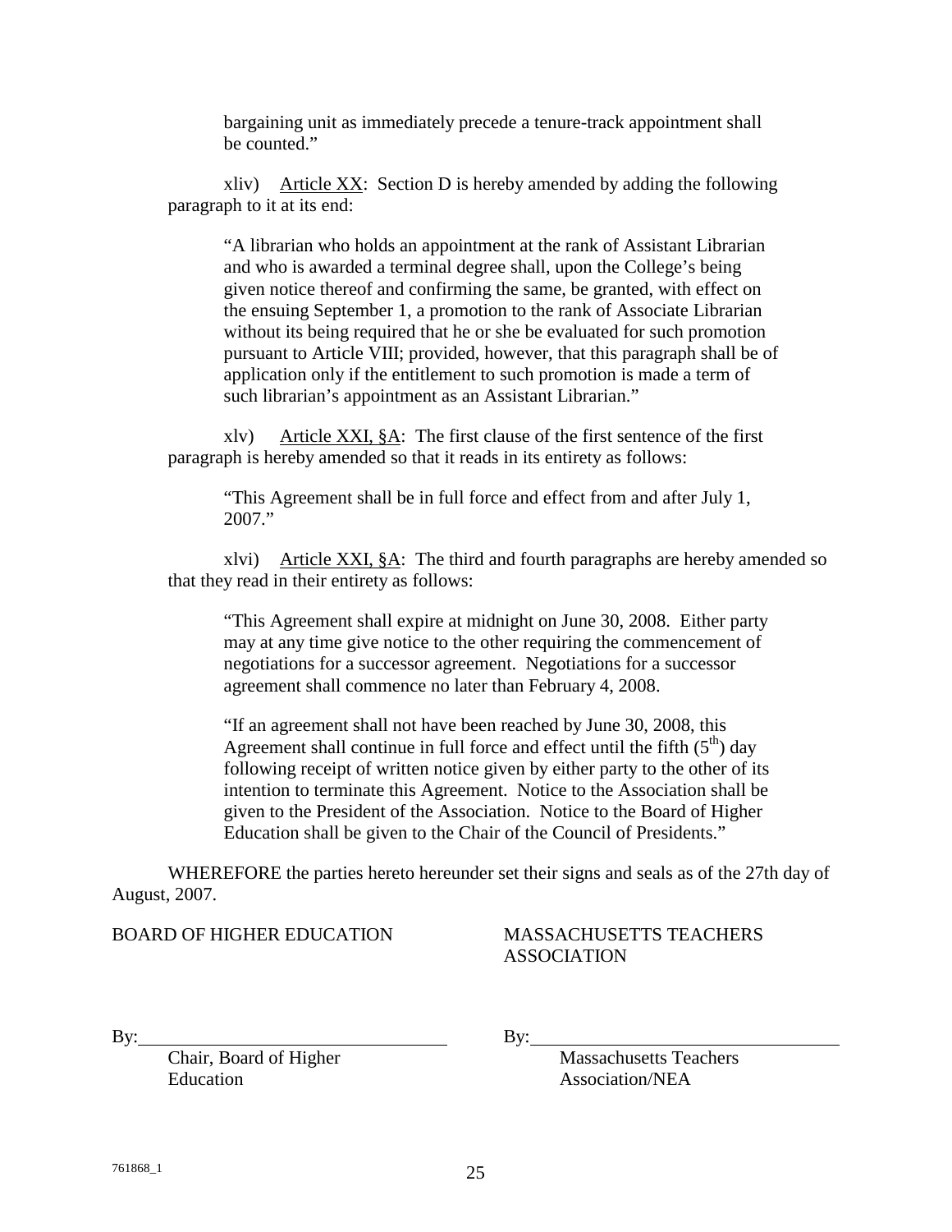bargaining unit as immediately precede a tenure-track appointment shall be counted."

xliv) Article XX: Section D is hereby amended by adding the following paragraph to it at its end:

> "A librarian who holds an appointment at the rank of Assistant Librarian and who is awarded a terminal degree shall, upon the College's being given notice thereof and confirming the same, be granted, with effect on the ensuing September 1, a promotion to the rank of Associate Librarian without its being required that he or she be evaluated for such promotion pursuant to Article VIII; provided, however, that this paragraph shall be of application only if the entitlement to such promotion is made a term of such librarian's appointment as an Assistant Librarian."

xlv) Article XXI, §A: The first clause of the first sentence of the first paragraph is hereby amended so that it reads in its entirety as follows:

> "This Agreement shall be in full force and effect from and after July 1, 2007."

xlvi) Article XXI, §A: The third and fourth paragraphs are hereby amended so that they read in their entirety as follows:

> "This Agreement shall expire at midnight on June 30, 2008. Either party may at any time give notice to the other requiring the commencement of negotiations for a successor agreement. Negotiations for a successor agreement shall commence no later than February 4, 2008.
>
> "If an agreement shall not have been reached by June 30, 2008, this Agreement shall continue in full force and effect until the fifth (5th) day following receipt of written notice given by either party to the other of its intention to terminate this Agreement. Notice to the Association shall be given to the President of the Association. Notice to the Board of Higher Education shall be given to the Chair of the Council of Presidents."

WHEREFORE the parties hereto hereunder set their signs and seals as of the 27th day of August, 2007.

| BOARD OF HIGHER EDUCATION | MASSACHUSETTS TEACHERS ASSOCIATION |
|---|---|
| By:\_\_\_\_\_\_\_\_\_\_\_\_\_\_\_\_\_\_\_\_\_\_\_\_ | By:\_\_\_\_\_\_\_\_\_\_\_\_\_\_\_\_\_\_\_\_\_\_\_\_ |
| Chair, Board of Higher Education | Massachusetts Teachers Association/NEA |

761868_1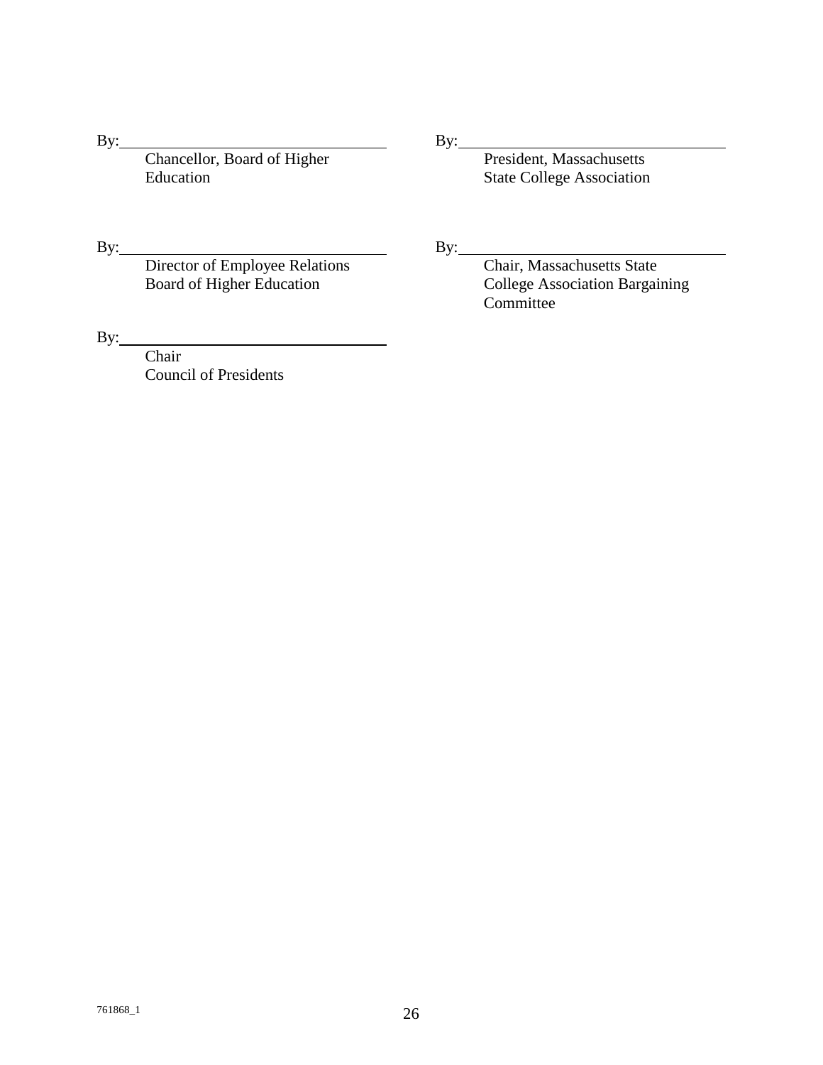By: ______________________________
Chancellor, Board of Higher Education

By: ______________________________
President, Massachusetts State College Association

By: ______________________________
Director of Employee Relations
Board of Higher Education

By: ______________________________
Chair, Massachusetts State College Association Bargaining Committee

By: ______________________________
Chair
Council of Presidents

761868_1